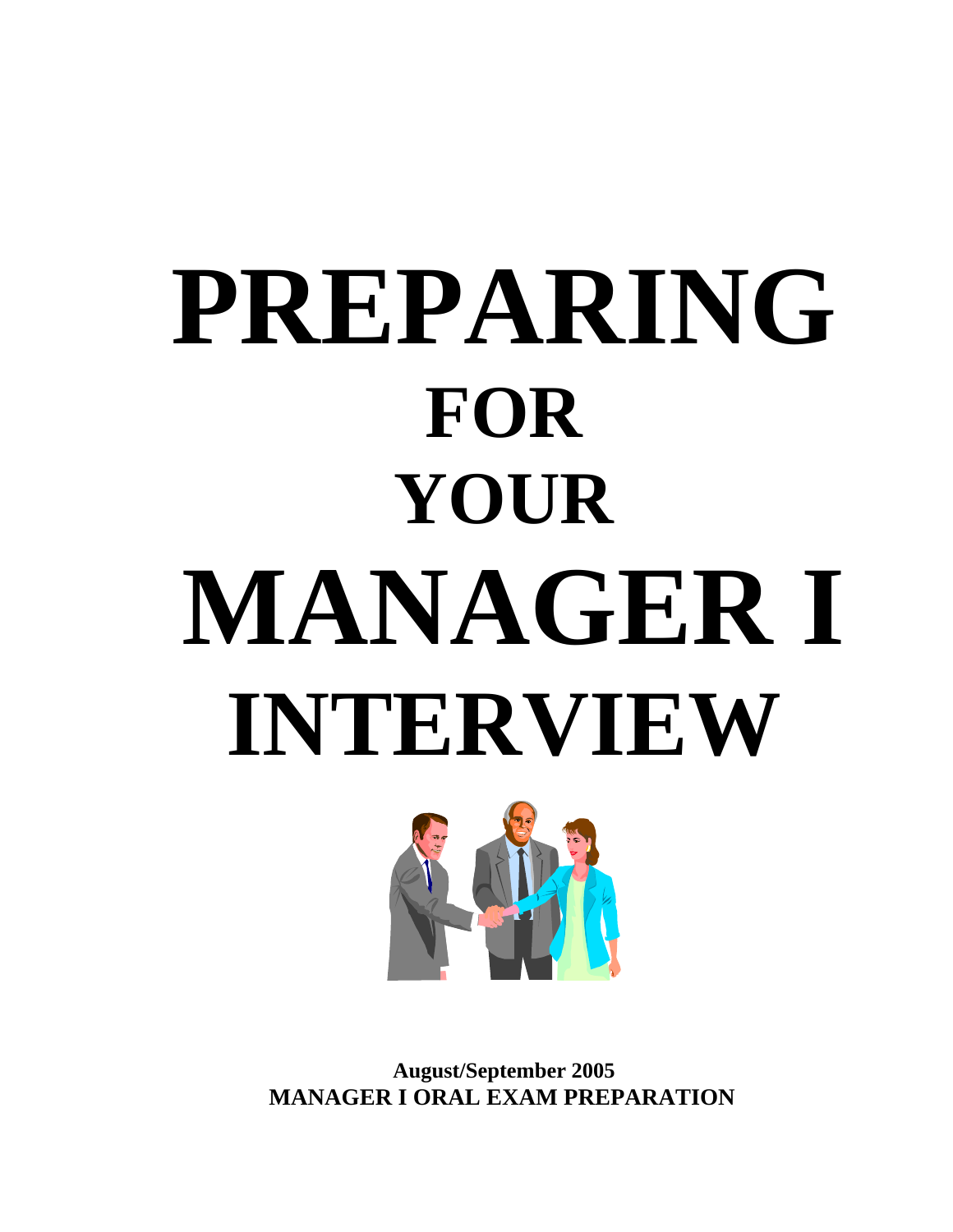# PREPARING
# FOR
# YOUR
# MANAGER I
# INTERVIEW

**August/September 2005**
**MANAGER I ORAL EXAM PREPARATION**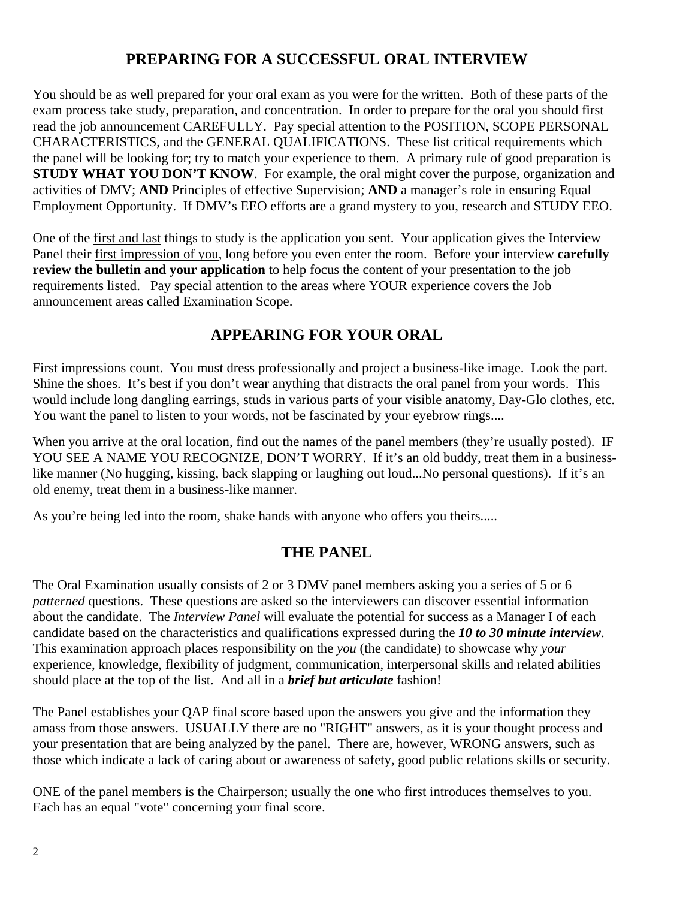## PREPARING FOR A SUCCESSFUL ORAL INTERVIEW

You should be as well prepared for your oral exam as you were for the written. Both of these parts of the exam process take study, preparation, and concentration. In order to prepare for the oral you should first read the job announcement CAREFULLY. Pay special attention to the POSITION, SCOPE PERSONAL CHARACTERISTICS, and the GENERAL QUALIFICATIONS. These list critical requirements which the panel will be looking for; try to match your experience to them. A primary rule of good preparation is **STUDY WHAT YOU DON'T KNOW**. For example, the oral might cover the purpose, organization and activities of DMV; **AND** Principles of effective Supervision; **AND** a manager's role in ensuring Equal Employment Opportunity. If DMV's EEO efforts are a grand mystery to you, research and STUDY EEO.

One of the first and last things to study is the application you sent. Your application gives the Interview Panel their first impression of you, long before you even enter the room. Before your interview **carefully review the bulletin and your application** to help focus the content of your presentation to the job requirements listed. Pay special attention to the areas where YOUR experience covers the Job announcement areas called Examination Scope.

## APPEARING FOR YOUR ORAL

First impressions count. You must dress professionally and project a business-like image. Look the part. Shine the shoes. It's best if you don't wear anything that distracts the oral panel from your words. This would include long dangling earrings, studs in various parts of your visible anatomy, Day-Glo clothes, etc. You want the panel to listen to your words, not be fascinated by your eyebrow rings....

When you arrive at the oral location, find out the names of the panel members (they're usually posted). IF YOU SEE A NAME YOU RECOGNIZE, DON'T WORRY. If it's an old buddy, treat them in a business-like manner (No hugging, kissing, back slapping or laughing out loud...No personal questions). If it's an old enemy, treat them in a business-like manner.

As you're being led into the room, shake hands with anyone who offers you theirs.....

## THE PANEL

The Oral Examination usually consists of 2 or 3 DMV panel members asking you a series of 5 or 6 *patterned* questions. These questions are asked so the interviewers can discover essential information about the candidate. The *Interview Panel* will evaluate the potential for success as a Manager I of each candidate based on the characteristics and qualifications expressed during the ***10 to 30 minute interview***. This examination approach places responsibility on the *you* (the candidate) to showcase why *your* experience, knowledge, flexibility of judgment, communication, interpersonal skills and related abilities should place at the top of the list. And all in a ***brief but articulate*** fashion!

The Panel establishes your QAP final score based upon the answers you give and the information they amass from those answers. USUALLY there are no "RIGHT" answers, as it is your thought process and your presentation that are being analyzed by the panel. There are, however, WRONG answers, such as those which indicate a lack of caring about or awareness of safety, good public relations skills or security.

ONE of the panel members is the Chairperson; usually the one who first introduces themselves to you. Each has an equal "vote" concerning your final score.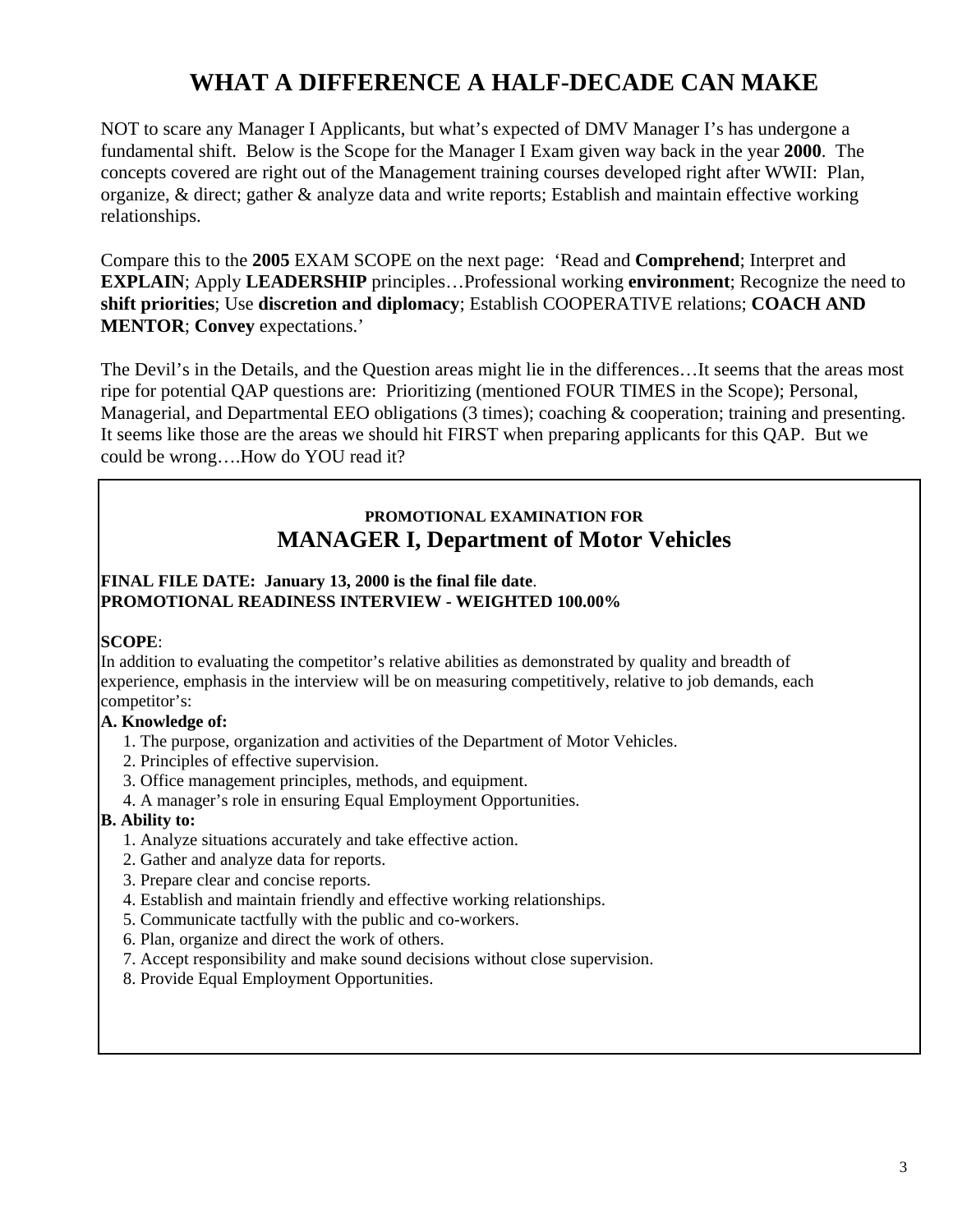# WHAT A DIFFERENCE A HALF-DECADE CAN MAKE

NOT to scare any Manager I Applicants, but what's expected of DMV Manager I's has undergone a fundamental shift. Below is the Scope for the Manager I Exam given way back in the year **2000**. The concepts covered are right out of the Management training courses developed right after WWII: Plan, organize, & direct; gather & analyze data and write reports; Establish and maintain effective working relationships.

Compare this to the **2005** EXAM SCOPE on the next page: 'Read and **Comprehend**; Interpret and **EXPLAIN**; Apply **LEADERSHIP** principles…Professional working **environment**; Recognize the need to **shift priorities**; Use **discretion and diplomacy**; Establish COOPERATIVE relations; **COACH AND MENTOR**; **Convey** expectations.'

The Devil's in the Details, and the Question areas might lie in the differences…It seems that the areas most ripe for potential QAP questions are: Prioritizing (mentioned FOUR TIMES in the Scope); Personal, Managerial, and Departmental EEO obligations (3 times); coaching & cooperation; training and presenting. It seems like those are the areas we should hit FIRST when preparing applicants for this QAP. But we could be wrong….How do YOU read it?

**PROMOTIONAL EXAMINATION FOR**

## MANAGER I, Department of Motor Vehicles

**FINAL FILE DATE: January 13, 2000 is the final file date**.
**PROMOTIONAL READINESS INTERVIEW - WEIGHTED 100.00%**

**SCOPE**:
In addition to evaluating the competitor's relative abilities as demonstrated by quality and breadth of experience, emphasis in the interview will be on measuring competitively, relative to job demands, each competitor's:

**A. Knowledge of:**

1. The purpose, organization and activities of the Department of Motor Vehicles.
2. Principles of effective supervision.
3. Office management principles, methods, and equipment.
4. A manager's role in ensuring Equal Employment Opportunities.

**B. Ability to:**

1. Analyze situations accurately and take effective action.
2. Gather and analyze data for reports.
3. Prepare clear and concise reports.
4. Establish and maintain friendly and effective working relationships.
5. Communicate tactfully with the public and co-workers.
6. Plan, organize and direct the work of others.
7. Accept responsibility and make sound decisions without close supervision.
8. Provide Equal Employment Opportunities.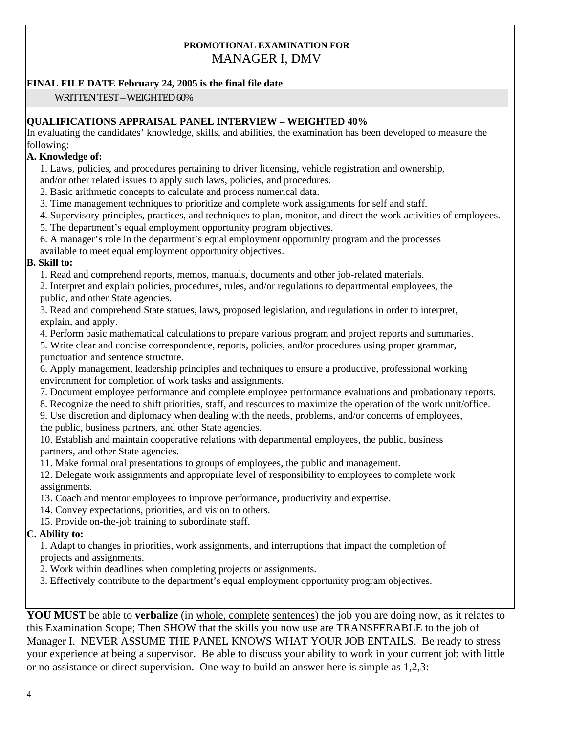**PROMOTIONAL EXAMINATION FOR**
MANAGER I, DMV

**FINAL FILE DATE February 24, 2005 is the final file date**.

WRITTEN TEST – WEIGHTED 60%

**QUALIFICATIONS APPRAISAL PANEL INTERVIEW – WEIGHTED 40%**

In evaluating the candidates' knowledge, skills, and abilities, the examination has been developed to measure the following:

**A. Knowledge of:**

1. Laws, policies, and procedures pertaining to driver licensing, vehicle registration and ownership, and/or other related issues to apply such laws, policies, and procedures.
2. Basic arithmetic concepts to calculate and process numerical data.
3. Time management techniques to prioritize and complete work assignments for self and staff.
4. Supervisory principles, practices, and techniques to plan, monitor, and direct the work activities of employees.
5. The department's equal employment opportunity program objectives.
6. A manager's role in the department's equal employment opportunity program and the processes available to meet equal employment opportunity objectives.

**B. Skill to:**

1. Read and comprehend reports, memos, manuals, documents and other job-related materials.
2. Interpret and explain policies, procedures, rules, and/or regulations to departmental employees, the public, and other State agencies.
3. Read and comprehend State statues, laws, proposed legislation, and regulations in order to interpret, explain, and apply.
4. Perform basic mathematical calculations to prepare various program and project reports and summaries.
5. Write clear and concise correspondence, reports, policies, and/or procedures using proper grammar, punctuation and sentence structure.
6. Apply management, leadership principles and techniques to ensure a productive, professional working environment for completion of work tasks and assignments.
7. Document employee performance and complete employee performance evaluations and probationary reports.
8. Recognize the need to shift priorities, staff, and resources to maximize the operation of the work unit/office.
9. Use discretion and diplomacy when dealing with the needs, problems, and/or concerns of employees, the public, business partners, and other State agencies.
10. Establish and maintain cooperative relations with departmental employees, the public, business partners, and other State agencies.
11. Make formal oral presentations to groups of employees, the public and management.
12. Delegate work assignments and appropriate level of responsibility to employees to complete work assignments.
13. Coach and mentor employees to improve performance, productivity and expertise.
14. Convey expectations, priorities, and vision to others.
15. Provide on-the-job training to subordinate staff.

**C. Ability to:**

1. Adapt to changes in priorities, work assignments, and interruptions that impact the completion of projects and assignments.
2. Work within deadlines when completing projects or assignments.
3. Effectively contribute to the department's equal employment opportunity program objectives.

**YOU MUST** be able to **verbalize** (in whole, complete sentences) the job you are doing now, as it relates to this Examination Scope; Then SHOW that the skills you now use are TRANSFERABLE to the job of Manager I. NEVER ASSUME THE PANEL KNOWS WHAT YOUR JOB ENTAILS. Be ready to stress your experience at being a supervisor. Be able to discuss your ability to work in your current job with little or no assistance or direct supervision. One way to build an answer here is simple as 1,2,3: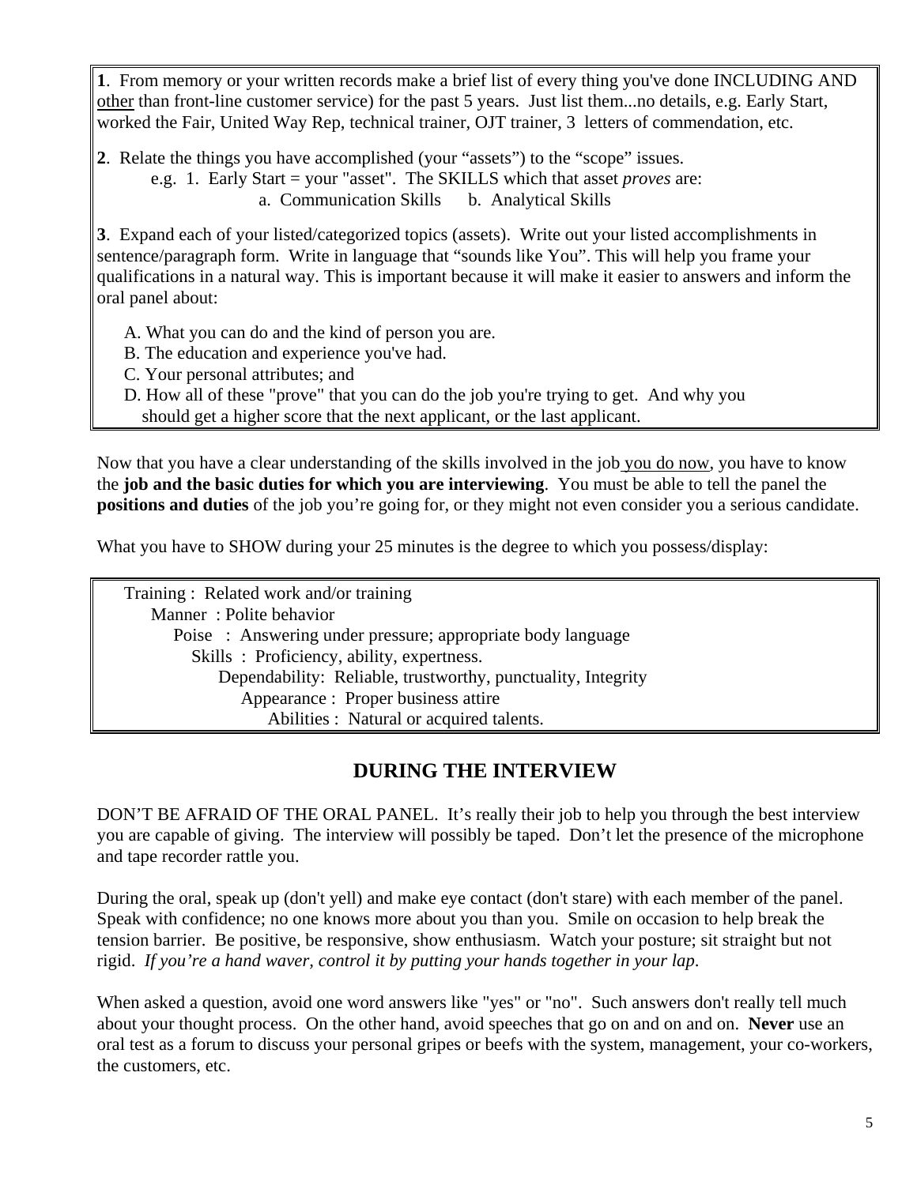**1**. From memory or your written records make a brief list of every thing you've done INCLUDING AND other than front-line customer service) for the past 5 years. Just list them...no details, e.g. Early Start, worked the Fair, United Way Rep, technical trainer, OJT trainer, 3 letters of commendation, etc.

**2**. Relate the things you have accomplished (your "assets") to the "scope" issues.

e.g. 1. Early Start = your "asset". The SKILLS which that asset *proves* are:

a. Communication Skills b. Analytical Skills

**3**. Expand each of your listed/categorized topics (assets). Write out your listed accomplishments in sentence/paragraph form. Write in language that "sounds like You". This will help you frame your qualifications in a natural way. This is important because it will make it easier to answers and inform the oral panel about:

A. What you can do and the kind of person you are.
B. The education and experience you've had.
C. Your personal attributes; and
D. How all of these "prove" that you can do the job you're trying to get. And why you should get a higher score that the next applicant, or the last applicant.

Now that you have a clear understanding of the skills involved in the job you do now, you have to know the **job and the basic duties for which you are interviewing**. You must be able to tell the panel the **positions and duties** of the job you're going for, or they might not even consider you a serious candidate.

What you have to SHOW during your 25 minutes is the degree to which you possess/display:

Training : Related work and/or training
Manner : Polite behavior
Poise : Answering under pressure; appropriate body language
Skills : Proficiency, ability, expertness.
Dependability: Reliable, trustworthy, punctuality, Integrity
Appearance : Proper business attire
Abilities : Natural or acquired talents.

## DURING THE INTERVIEW

DON'T BE AFRAID OF THE ORAL PANEL. It's really their job to help you through the best interview you are capable of giving. The interview will possibly be taped. Don't let the presence of the microphone and tape recorder rattle you.

During the oral, speak up (don't yell) and make eye contact (don't stare) with each member of the panel. Speak with confidence; no one knows more about you than you. Smile on occasion to help break the tension barrier. Be positive, be responsive, show enthusiasm. Watch your posture; sit straight but not rigid. *If you're a hand waver, control it by putting your hands together in your lap*.

When asked a question, avoid one word answers like "yes" or "no". Such answers don't really tell much about your thought process. On the other hand, avoid speeches that go on and on and on. **Never** use an oral test as a forum to discuss your personal gripes or beefs with the system, management, your co-workers, the customers, etc.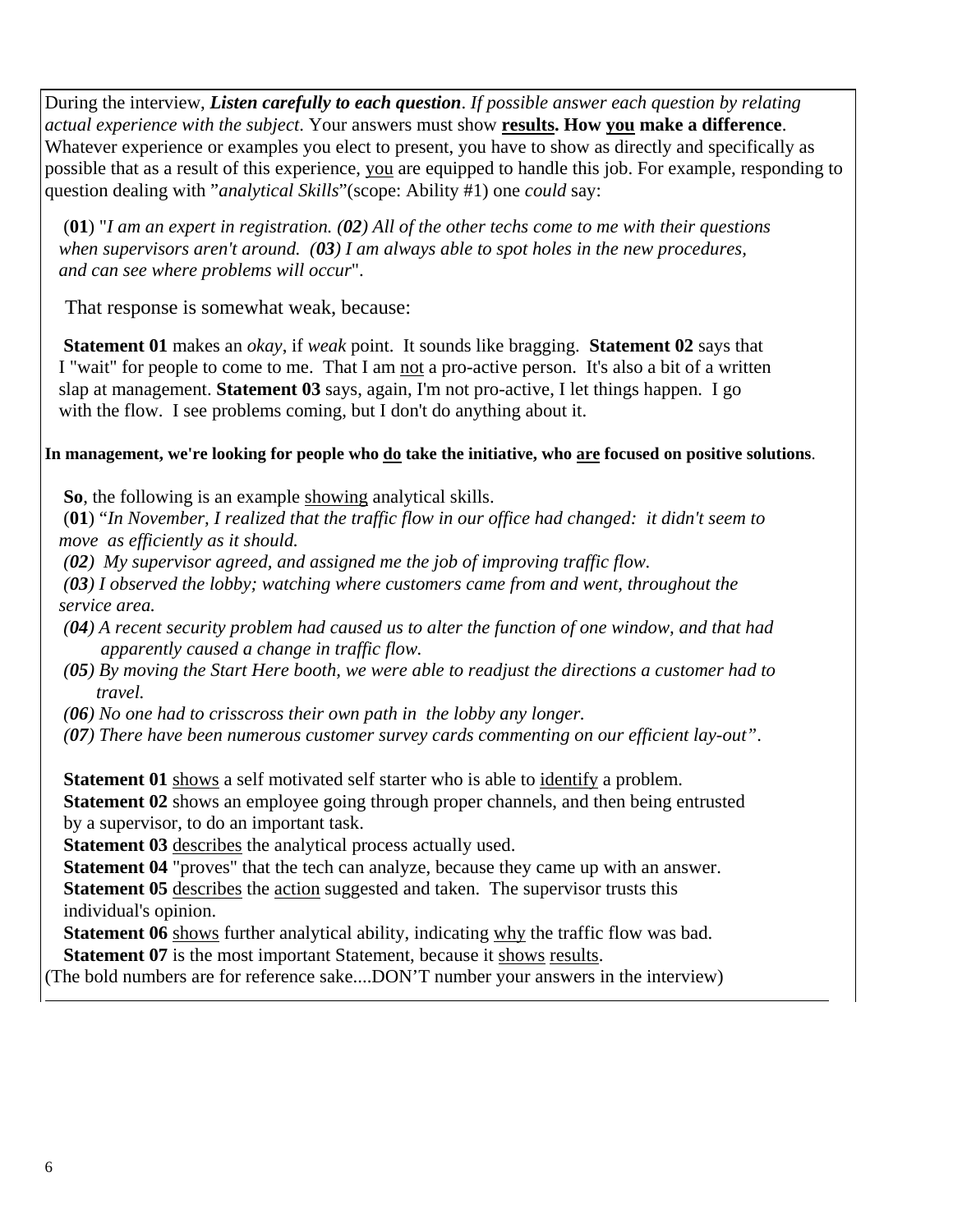During the interview, ***Listen carefully to each question***. *If possible answer each question by relating actual experience with the subject*. Your answers must show **results. How you make a difference**. Whatever experience or examples you elect to present, you have to show as directly and specifically as possible that as a result of this experience, you are equipped to handle this job. For example, responding to question dealing with "*analytical Skills*"(scope: Ability #1) one *could* say:

(**01**) "*I am an expert in registration. (**02**) All of the other techs come to me with their questions when supervisors aren't around. (**03**) I am always able to spot holes in the new procedures, and can see where problems will occur*".

That response is somewhat weak, because:

**Statement 01** makes an *okay*, if *weak* point. It sounds like bragging. **Statement 02** says that I "wait" for people to come to me. That I am not a pro-active person. It's also a bit of a written slap at management. **Statement 03** says, again, I'm not pro-active, I let things happen. I go with the flow. I see problems coming, but I don't do anything about it.

**In management, we're looking for people who do take the initiative, who are focused on positive solutions**.

**So**, the following is an example showing analytical skills.

(**01**) "*In November, I realized that the traffic flow in our office had changed: it didn't seem to move as efficiently as it should.*
*(**02**) My supervisor agreed, and assigned me the job of improving traffic flow.*
*(**03**) I observed the lobby; watching where customers came from and went, throughout the service area.*
*(**04**) A recent security problem had caused us to alter the function of one window, and that had apparently caused a change in traffic flow.*
*(**05**) By moving the Start Here booth, we were able to readjust the directions a customer had to travel.*
*(**06**) No one had to crisscross their own path in the lobby any longer.*
*(**07**) There have been numerous customer survey cards commenting on our efficient lay-out"*.

**Statement 01** shows a self motivated self starter who is able to identify a problem.
**Statement 02** shows an employee going through proper channels, and then being entrusted by a supervisor, to do an important task.
**Statement 03** describes the analytical process actually used.
**Statement 04** "proves" that the tech can analyze, because they came up with an answer.
**Statement 05** describes the action suggested and taken. The supervisor trusts this individual's opinion.
**Statement 06** shows further analytical ability, indicating why the traffic flow was bad.
**Statement 07** is the most important Statement, because it shows results.

(The bold numbers are for reference sake....DON'T number your answers in the interview)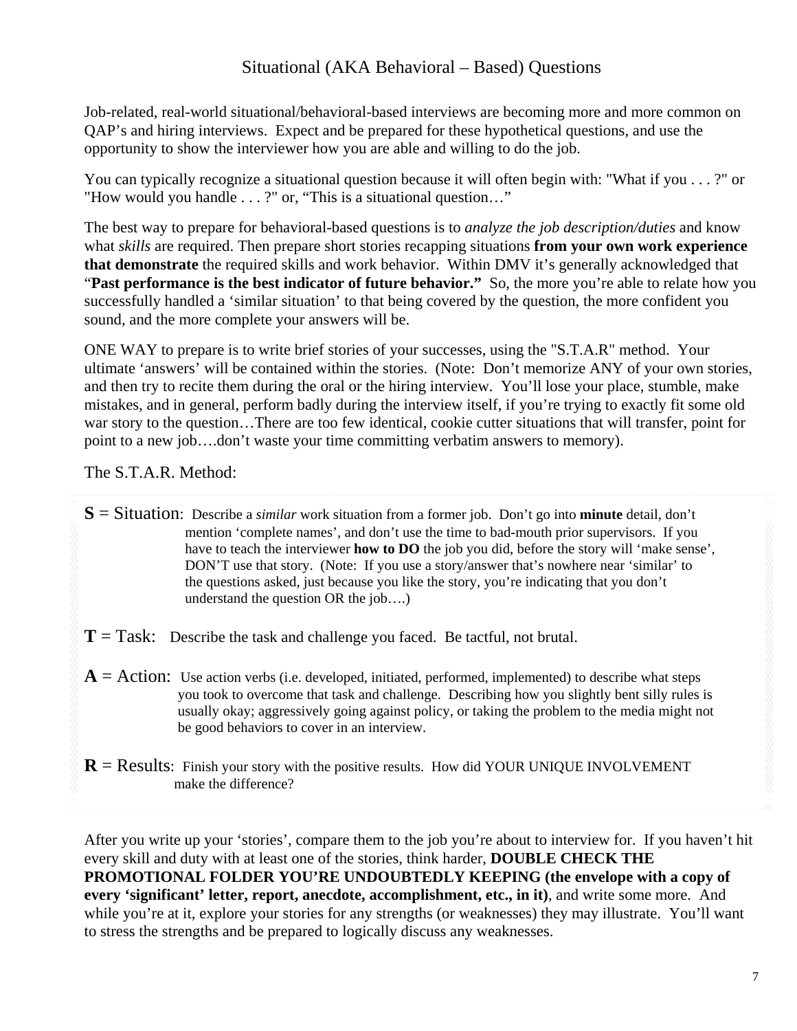## Situational (AKA Behavioral – Based) Questions

Job-related, real-world situational/behavioral-based interviews are becoming more and more common on QAP's and hiring interviews. Expect and be prepared for these hypothetical questions, and use the opportunity to show the interviewer how you are able and willing to do the job.

You can typically recognize a situational question because it will often begin with: "What if you . . . ?" or "How would you handle . . . ?" or, "This is a situational question…"

The best way to prepare for behavioral-based questions is to *analyze the job description/duties* and know what *skills* are required. Then prepare short stories recapping situations **from your own work experience that demonstrate** the required skills and work behavior. Within DMV it's generally acknowledged that "**Past performance is the best indicator of future behavior."** So, the more you're able to relate how you successfully handled a 'similar situation' to that being covered by the question, the more confident you sound, and the more complete your answers will be.

ONE WAY to prepare is to write brief stories of your successes, using the "S.T.A.R" method. Your ultimate 'answers' will be contained within the stories. (Note: Don't memorize ANY of your own stories, and then try to recite them during the oral or the hiring interview. You'll lose your place, stumble, make mistakes, and in general, perform badly during the interview itself, if you're trying to exactly fit some old war story to the question…There are too few identical, cookie cutter situations that will transfer, point for point to a new job….don't waste your time committing verbatim answers to memory).

The S.T.A.R. Method:

**S** = Situation: Describe a *similar* work situation from a former job. Don't go into **minute** detail, don't mention 'complete names', and don't use the time to bad-mouth prior supervisors. If you have to teach the interviewer **how to DO** the job you did, before the story will 'make sense', DON'T use that story. (Note: If you use a story/answer that's nowhere near 'similar' to the questions asked, just because you like the story, you're indicating that you don't understand the question OR the job….)

**T** = Task: Describe the task and challenge you faced. Be tactful, not brutal.

**A** = Action: Use action verbs (i.e. developed, initiated, performed, implemented) to describe what steps you took to overcome that task and challenge. Describing how you slightly bent silly rules is usually okay; aggressively going against policy, or taking the problem to the media might not be good behaviors to cover in an interview.

**R** = Results: Finish your story with the positive results. How did YOUR UNIQUE INVOLVEMENT make the difference?

After you write up your 'stories', compare them to the job you're about to interview for. If you haven't hit every skill and duty with at least one of the stories, think harder, **DOUBLE CHECK THE PROMOTIONAL FOLDER YOU'RE UNDOUBTEDLY KEEPING (the envelope with a copy of every 'significant' letter, report, anecdote, accomplishment, etc., in it)**, and write some more. And while you're at it, explore your stories for any strengths (or weaknesses) they may illustrate. You'll want to stress the strengths and be prepared to logically discuss any weaknesses.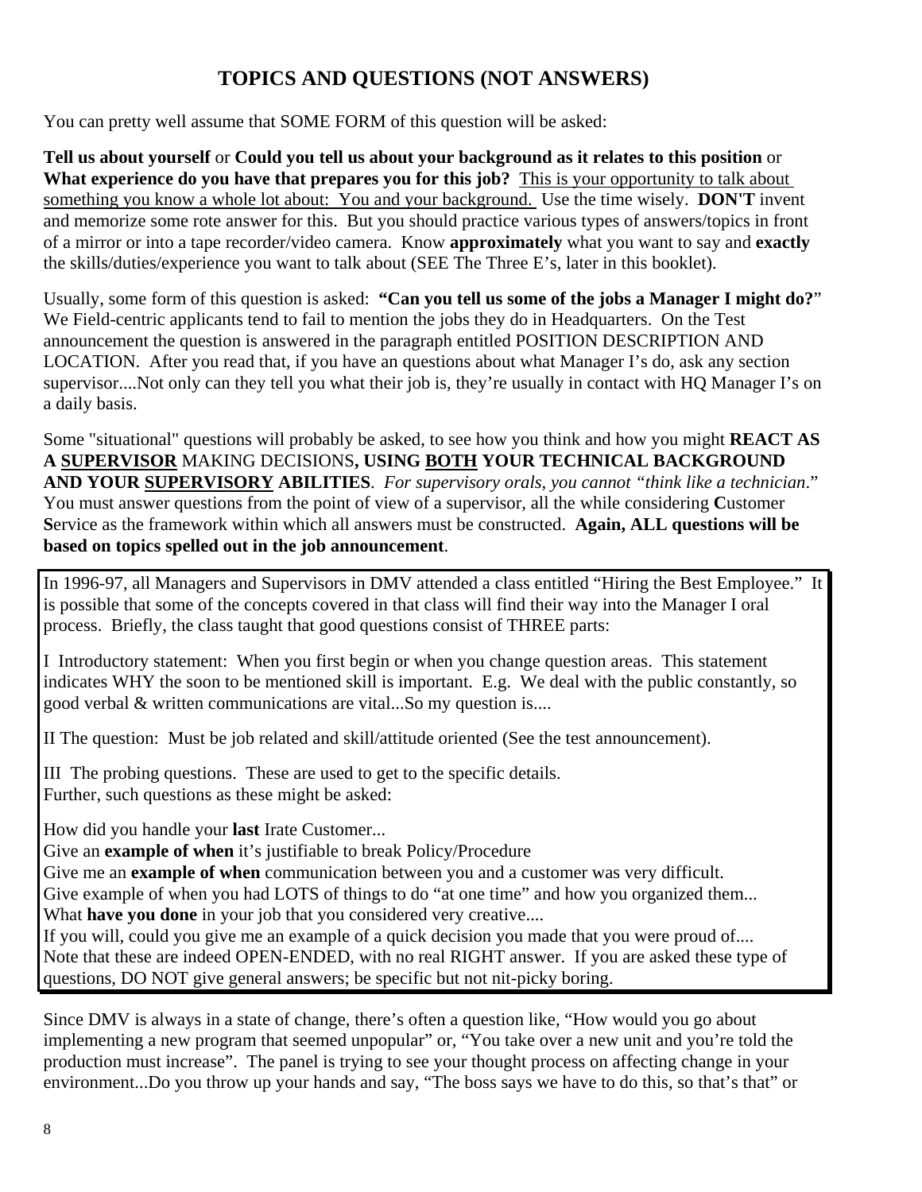## TOPICS AND QUESTIONS (NOT ANSWERS)

You can pretty well assume that SOME FORM of this question will be asked:

**Tell us about yourself** or **Could you tell us about your background as it relates to this position** or **What experience do you have that prepares you for this job?** This is your opportunity to talk about something you know a whole lot about: You and your background. Use the time wisely. **DON'T** invent and memorize some rote answer for this. But you should practice various types of answers/topics in front of a mirror or into a tape recorder/video camera. Know **approximately** what you want to say and **exactly** the skills/duties/experience you want to talk about (SEE The Three E's, later in this booklet).

Usually, some form of this question is asked: **"Can you tell us some of the jobs a Manager I might do?**" We Field-centric applicants tend to fail to mention the jobs they do in Headquarters. On the Test announcement the question is answered in the paragraph entitled POSITION DESCRIPTION AND LOCATION. After you read that, if you have an questions about what Manager I's do, ask any section supervisor....Not only can they tell you what their job is, they're usually in contact with HQ Manager I's on a daily basis.

Some "situational" questions will probably be asked, to see how you think and how you might **REACT AS A SUPERVISOR** MAKING DECISIONS**, USING BOTH YOUR TECHNICAL BACKGROUND AND YOUR SUPERVISORY ABILITIES**. *For supervisory orals, you cannot "think like a technician*." You must answer questions from the point of view of a supervisor, all the while considering **C**ustomer **S**ervice as the framework within which all answers must be constructed. **Again, ALL questions will be based on topics spelled out in the job announcement**.

In 1996-97, all Managers and Supervisors in DMV attended a class entitled "Hiring the Best Employee." It is possible that some of the concepts covered in that class will find their way into the Manager I oral process. Briefly, the class taught that good questions consist of THREE parts:

I Introductory statement: When you first begin or when you change question areas. This statement indicates WHY the soon to be mentioned skill is important. E.g. We deal with the public constantly, so good verbal & written communications are vital...So my question is....

II The question: Must be job related and skill/attitude oriented (See the test announcement).

III The probing questions. These are used to get to the specific details.
Further, such questions as these might be asked:

How did you handle your **last** Irate Customer...
Give an **example of when** it's justifiable to break Policy/Procedure
Give me an **example of when** communication between you and a customer was very difficult.
Give example of when you had LOTS of things to do "at one time" and how you organized them...
What **have you done** in your job that you considered very creative....
If you will, could you give me an example of a quick decision you made that you were proud of....
Note that these are indeed OPEN-ENDED, with no real RIGHT answer. If you are asked these type of questions, DO NOT give general answers; be specific but not nit-picky boring.

Since DMV is always in a state of change, there's often a question like, "How would you go about implementing a new program that seemed unpopular" or, "You take over a new unit and you're told the production must increase". The panel is trying to see your thought process on affecting change in your environment...Do you throw up your hands and say, "The boss says we have to do this, so that's that" or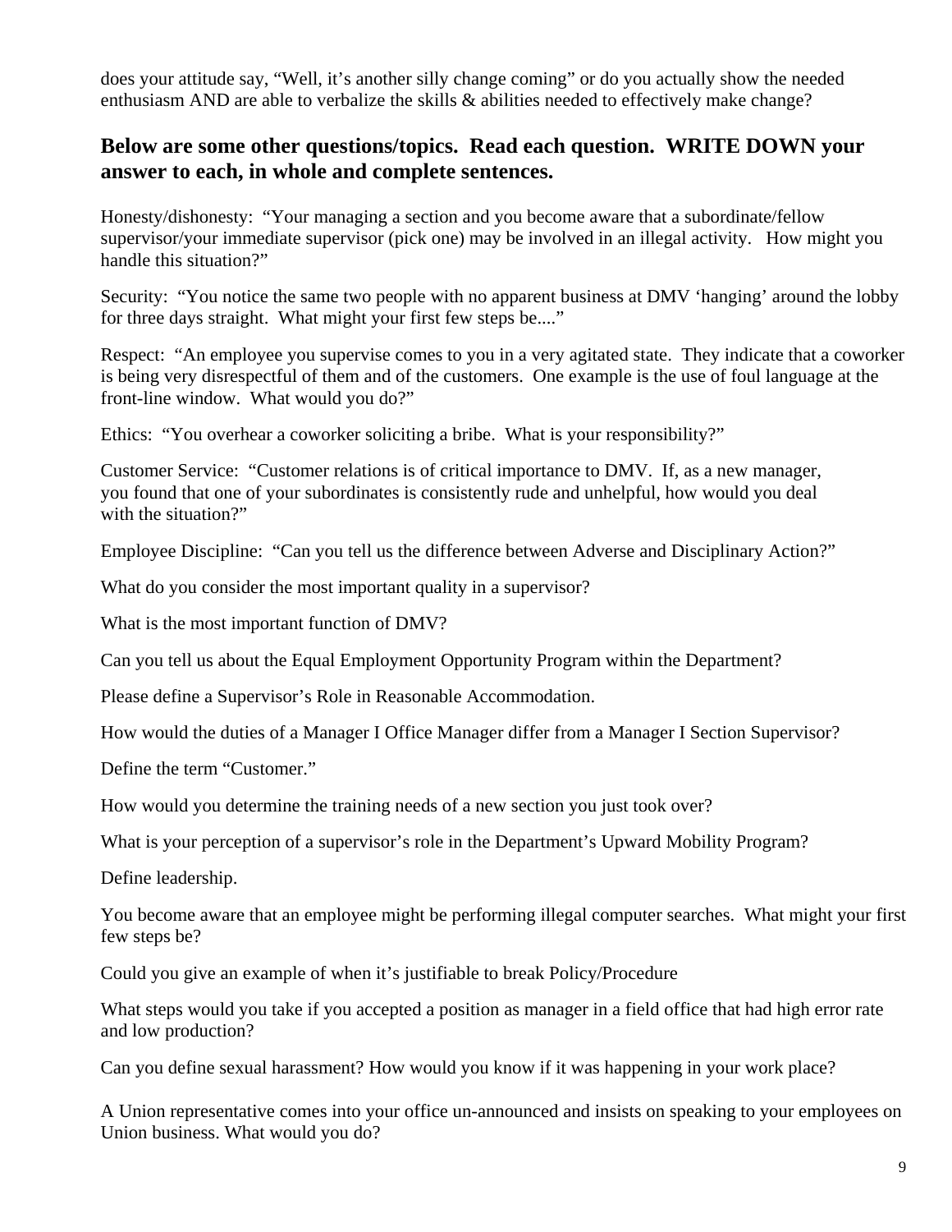does your attitude say, "Well, it's another silly change coming" or do you actually show the needed enthusiasm AND are able to verbalize the skills & abilities needed to effectively make change?

## Below are some other questions/topics. Read each question. WRITE DOWN your answer to each, in whole and complete sentences.

Honesty/dishonesty: "Your managing a section and you become aware that a subordinate/fellow supervisor/your immediate supervisor (pick one) may be involved in an illegal activity. How might you handle this situation?"

Security: "You notice the same two people with no apparent business at DMV 'hanging' around the lobby for three days straight. What might your first few steps be...."

Respect: "An employee you supervise comes to you in a very agitated state. They indicate that a coworker is being very disrespectful of them and of the customers. One example is the use of foul language at the front-line window. What would you do?"

Ethics: "You overhear a coworker soliciting a bribe. What is your responsibility?"

Customer Service: "Customer relations is of critical importance to DMV. If, as a new manager, you found that one of your subordinates is consistently rude and unhelpful, how would you deal with the situation?"

Employee Discipline: "Can you tell us the difference between Adverse and Disciplinary Action?"

What do you consider the most important quality in a supervisor?

What is the most important function of DMV?

Can you tell us about the Equal Employment Opportunity Program within the Department?

Please define a Supervisor's Role in Reasonable Accommodation.

How would the duties of a Manager I Office Manager differ from a Manager I Section Supervisor?

Define the term "Customer."

How would you determine the training needs of a new section you just took over?

What is your perception of a supervisor's role in the Department's Upward Mobility Program?

Define leadership.

You become aware that an employee might be performing illegal computer searches. What might your first few steps be?

Could you give an example of when it's justifiable to break Policy/Procedure

What steps would you take if you accepted a position as manager in a field office that had high error rate and low production?

Can you define sexual harassment? How would you know if it was happening in your work place?

A Union representative comes into your office un-announced and insists on speaking to your employees on Union business. What would you do?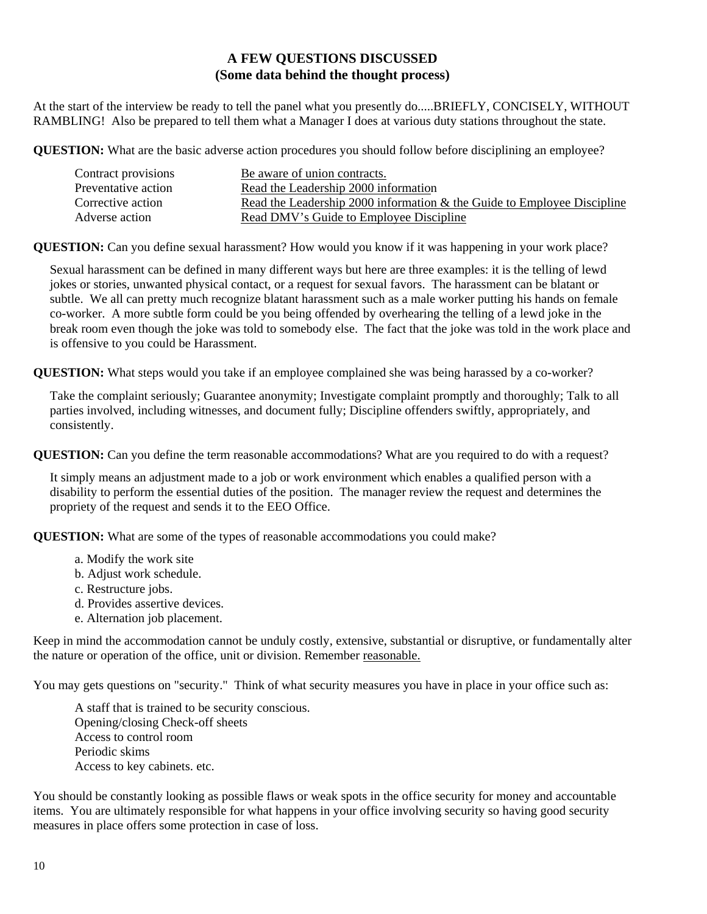## A FEW QUESTIONS DISCUSSED
### (Some data behind the thought process)

At the start of the interview be ready to tell the panel what you presently do.....BRIEFLY, CONCISELY, WITHOUT RAMBLING! Also be prepared to tell them what a Manager I does at various duty stations throughout the state.

**QUESTION:** What are the basic adverse action procedures you should follow before disciplining an employee?

| | |
|---|---|
| Contract provisions | Be aware of union contracts. |
| Preventative action | Read the Leadership 2000 information |
| Corrective action | Read the Leadership 2000 information & the Guide to Employee Discipline |
| Adverse action | Read DMV's Guide to Employee Discipline |

**QUESTION:** Can you define sexual harassment? How would you know if it was happening in your work place?

Sexual harassment can be defined in many different ways but here are three examples: it is the telling of lewd jokes or stories, unwanted physical contact, or a request for sexual favors. The harassment can be blatant or subtle. We all can pretty much recognize blatant harassment such as a male worker putting his hands on female co-worker. A more subtle form could be you being offended by overhearing the telling of a lewd joke in the break room even though the joke was told to somebody else. The fact that the joke was told in the work place and is offensive to you could be Harassment.

**QUESTION:** What steps would you take if an employee complained she was being harassed by a co-worker?

Take the complaint seriously; Guarantee anonymity; Investigate complaint promptly and thoroughly; Talk to all parties involved, including witnesses, and document fully; Discipline offenders swiftly, appropriately, and consistently.

**QUESTION:** Can you define the term reasonable accommodations? What are you required to do with a request?

It simply means an adjustment made to a job or work environment which enables a qualified person with a disability to perform the essential duties of the position. The manager review the request and determines the propriety of the request and sends it to the EEO Office.

**QUESTION:** What are some of the types of reasonable accommodations you could make?

a. Modify the work site  
b. Adjust work schedule.  
c. Restructure jobs.  
d. Provides assertive devices.  
e. Alternation job placement.

Keep in mind the accommodation cannot be unduly costly, extensive, substantial or disruptive, or fundamentally alter the nature or operation of the office, unit or division. Remember reasonable.

You may gets questions on "security." Think of what security measures you have in place in your office such as:

A staff that is trained to be security conscious.  
Opening/closing Check-off sheets  
Access to control room  
Periodic skims  
Access to key cabinets. etc.

You should be constantly looking as possible flaws or weak spots in the office security for money and accountable items. You are ultimately responsible for what happens in your office involving security so having good security measures in place offers some protection in case of loss.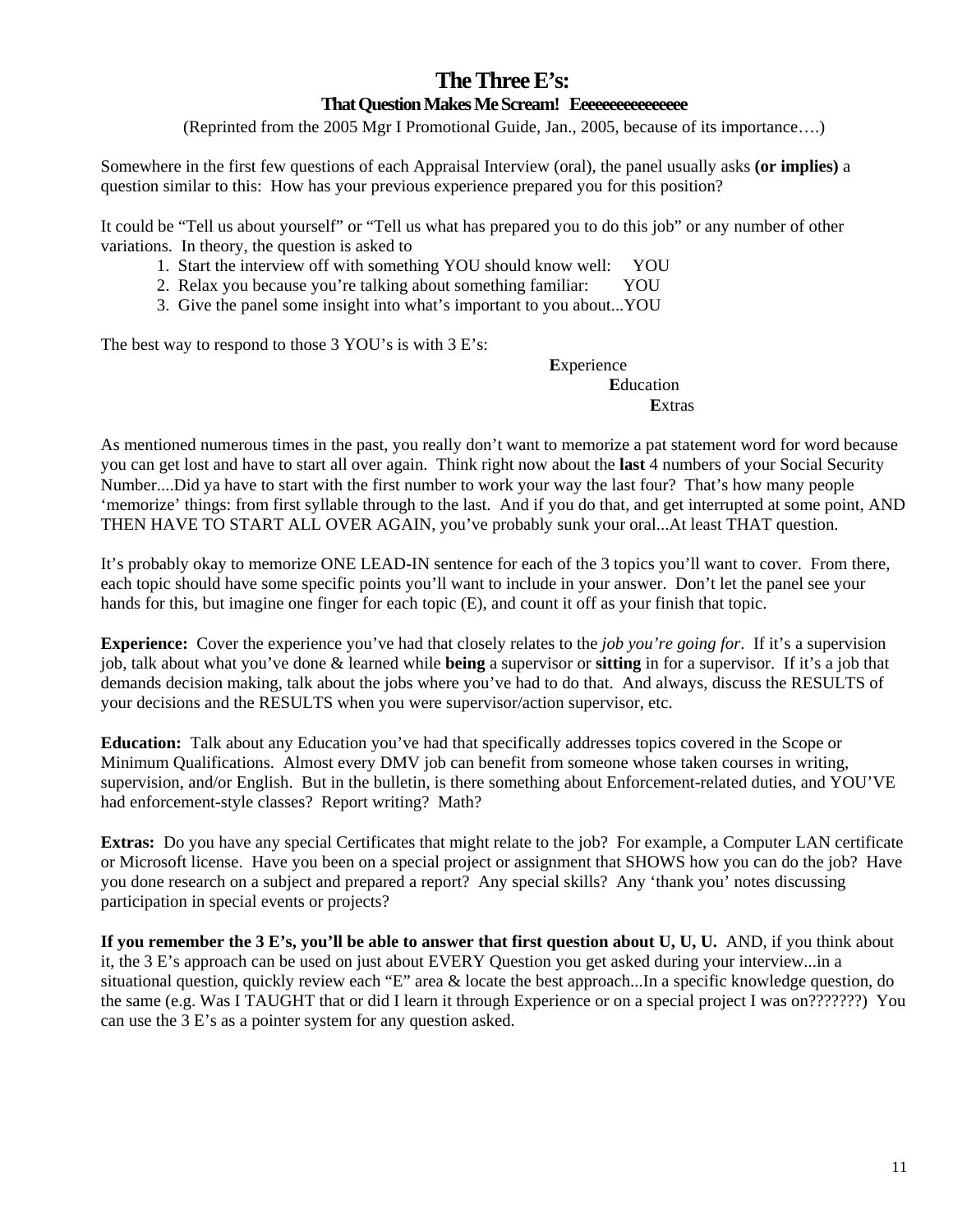# The Three E's:

### That Question Makes Me Scream! Eeeeeeeeeeeeeee

(Reprinted from the 2005 Mgr I Promotional Guide, Jan., 2005, because of its importance….)

Somewhere in the first few questions of each Appraisal Interview (oral), the panel usually asks **(or implies)** a question similar to this: How has your previous experience prepared you for this position?

It could be "Tell us about yourself" or "Tell us what has prepared you to do this job" or any number of other variations. In theory, the question is asked to

1. Start the interview off with something YOU should know well: YOU
2. Relax you because you're talking about something familiar: YOU
3. Give the panel some insight into what's important to you about...YOU

The best way to respond to those 3 YOU's is with 3 E's:

**E**xperience
**E**ducation
**E**xtras

As mentioned numerous times in the past, you really don't want to memorize a pat statement word for word because you can get lost and have to start all over again. Think right now about the **last** 4 numbers of your Social Security Number....Did ya have to start with the first number to work your way the last four? That's how many people 'memorize' things: from first syllable through to the last. And if you do that, and get interrupted at some point, AND THEN HAVE TO START ALL OVER AGAIN, you've probably sunk your oral...At least THAT question.

It's probably okay to memorize ONE LEAD-IN sentence for each of the 3 topics you'll want to cover. From there, each topic should have some specific points you'll want to include in your answer. Don't let the panel see your hands for this, but imagine one finger for each topic (E), and count it off as your finish that topic.

**Experience:** Cover the experience you've had that closely relates to the *job you're going for*. If it's a supervision job, talk about what you've done & learned while **being** a supervisor or **sitting** in for a supervisor. If it's a job that demands decision making, talk about the jobs where you've had to do that. And always, discuss the RESULTS of your decisions and the RESULTS when you were supervisor/action supervisor, etc.

**Education:** Talk about any Education you've had that specifically addresses topics covered in the Scope or Minimum Qualifications. Almost every DMV job can benefit from someone whose taken courses in writing, supervision, and/or English. But in the bulletin, is there something about Enforcement-related duties, and YOU'VE had enforcement-style classes? Report writing? Math?

**Extras:** Do you have any special Certificates that might relate to the job? For example, a Computer LAN certificate or Microsoft license. Have you been on a special project or assignment that SHOWS how you can do the job? Have you done research on a subject and prepared a report? Any special skills? Any 'thank you' notes discussing participation in special events or projects?

**If you remember the 3 E's, you'll be able to answer that first question about U, U, U.** AND, if you think about it, the 3 E's approach can be used on just about EVERY Question you get asked during your interview...in a situational question, quickly review each "E" area & locate the best approach...In a specific knowledge question, do the same (e.g. Was I TAUGHT that or did I learn it through Experience or on a special project I was on???????) You can use the 3 E's as a pointer system for any question asked.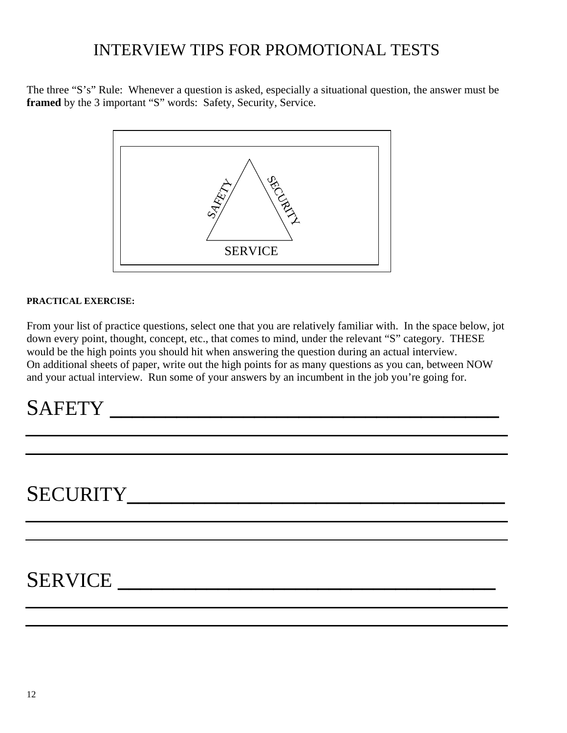# INTERVIEW TIPS FOR PROMOTIONAL TESTS

The three "S's" Rule: Whenever a question is asked, especially a situational question, the answer must be **framed** by the 3 important "S" words: Safety, Security, Service.

SAFETY

SECURITY

SERVICE

**PRACTICAL EXERCISE:**

From your list of practice questions, select one that you are relatively familiar with. In the space below, jot down every point, thought, concept, etc., that comes to mind, under the relevant "S" category. THESE would be the high points you should hit when answering the question during an actual interview. On additional sheets of paper, write out the high points for as many questions as you can, between NOW and your actual interview. Run some of your answers by an incumbent in the job you're going for.

SAFETY ________________________________________

SECURITY______________________________________

SERVICE _______________________________________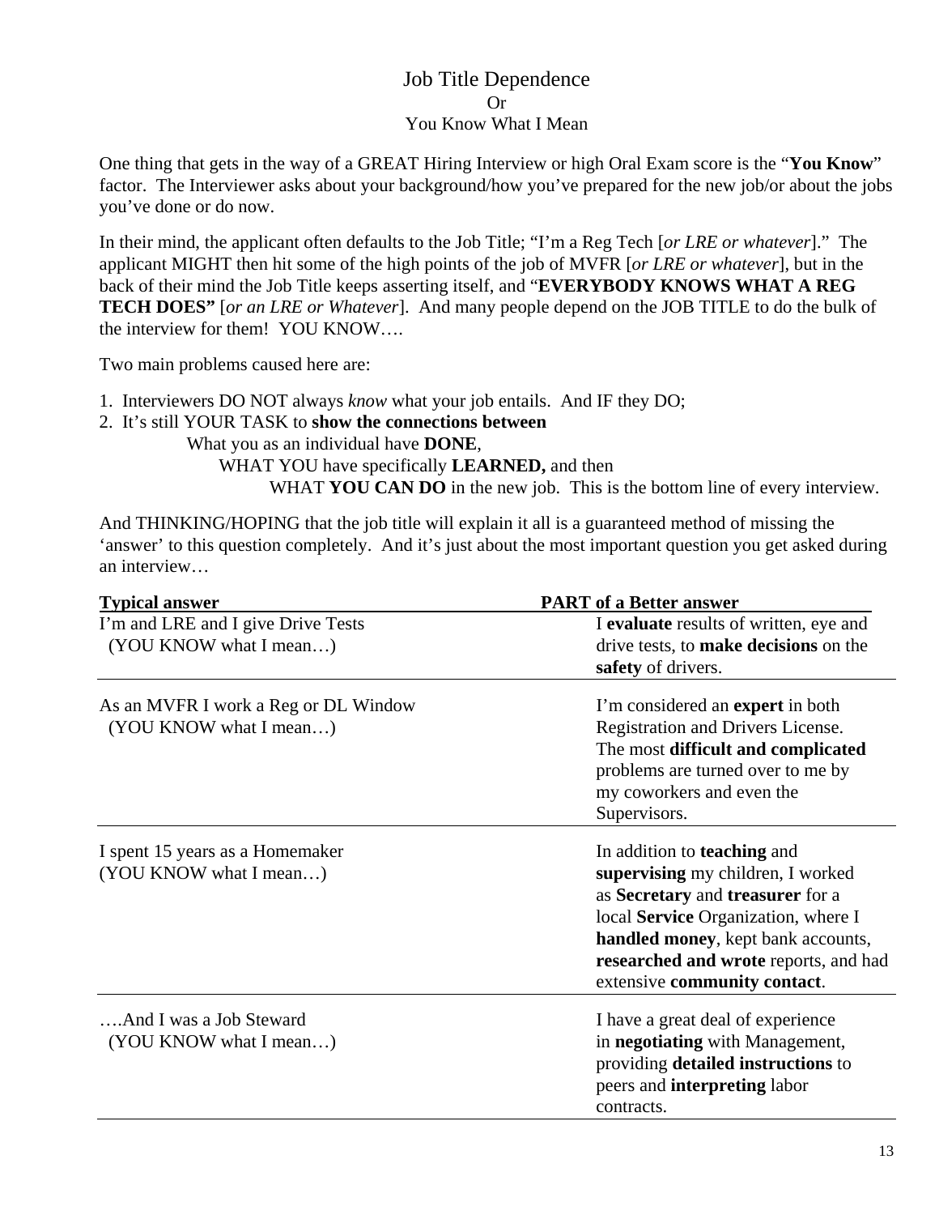# Job Title Dependence
## Or
## You Know What I Mean

One thing that gets in the way of a GREAT Hiring Interview or high Oral Exam score is the "**You Know**" factor. The Interviewer asks about your background/how you've prepared for the new job/or about the jobs you've done or do now.

In their mind, the applicant often defaults to the Job Title; "I'm a Reg Tech [*or LRE or whatever*]." The applicant MIGHT then hit some of the high points of the job of MVFR [*or LRE or whatever*], but in the back of their mind the Job Title keeps asserting itself, and "**EVERYBODY KNOWS WHAT A REG TECH DOES"** [*or an LRE or Whatever*]. And many people depend on the JOB TITLE to do the bulk of the interview for them! YOU KNOW….

Two main problems caused here are:

1. Interviewers DO NOT always *know* what your job entails. And IF they DO;
2. It's still YOUR TASK to **show the connections between**
   - What you as an individual have **DONE**,
     - WHAT YOU have specifically **LEARNED,** and then
       - WHAT **YOU CAN DO** in the new job. This is the bottom line of every interview.

And THINKING/HOPING that the job title will explain it all is a guaranteed method of missing the 'answer' to this question completely. And it's just about the most important question you get asked during an interview…

| Typical answer | PART of a Better answer |
|---|---|
| I'm and LRE and I give Drive Tests (YOU KNOW what I mean…) | I **evaluate** results of written, eye and drive tests, to **make decisions** on the **safety** of drivers. |
| As an MVFR I work a Reg or DL Window (YOU KNOW what I mean…) | I'm considered an **expert** in both Registration and Drivers License. The most **difficult and complicated** problems are turned over to me by my coworkers and even the Supervisors. |
| I spent 15 years as a Homemaker (YOU KNOW what I mean…) | In addition to **teaching** and **supervising** my children, I worked as **Secretary** and **treasurer** for a local **Service** Organization, where I **handled money**, kept bank accounts, **researched and wrote** reports, and had extensive **community contact**. |
| ….And I was a Job Steward (YOU KNOW what I mean…) | I have a great deal of experience in **negotiating** with Management, providing **detailed instructions** to peers and **interpreting** labor contracts. |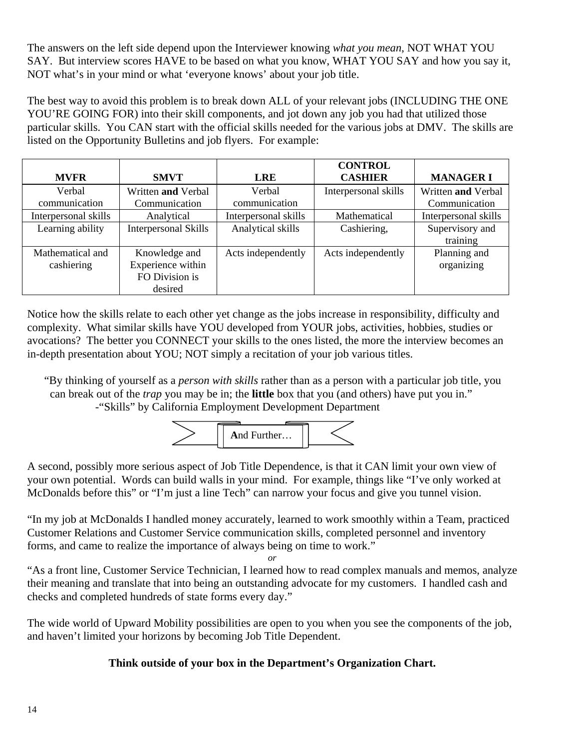The answers on the left side depend upon the Interviewer knowing *what you mean*, NOT WHAT YOU SAY. But interview scores HAVE to be based on what you know, WHAT YOU SAY and how you say it, NOT what's in your mind or what 'everyone knows' about your job title.

The best way to avoid this problem is to break down ALL of your relevant jobs (INCLUDING THE ONE YOU'RE GOING FOR) into their skill components, and jot down any job you had that utilized those particular skills. You CAN start with the official skills needed for the various jobs at DMV. The skills are listed on the Opportunity Bulletins and job flyers. For example:

| MVFR | SMVT | LRE | CONTROL CASHIER | MANAGER I |
|---|---|---|---|---|
| Verbal communication | Written **and** Verbal Communication | Verbal communication | Interpersonal skills | Written **and** Verbal Communication |
| Interpersonal skills | Analytical | Interpersonal skills | Mathematical | Interpersonal skills |
| Learning ability | Interpersonal Skills | Analytical skills | Cashiering, | Supervisory and training |
| Mathematical and cashiering | Knowledge and Experience within FO Division is desired | Acts independently | Acts independently | Planning and organizing |

Notice how the skills relate to each other yet change as the jobs increase in responsibility, difficulty and complexity. What similar skills have YOU developed from YOUR jobs, activities, hobbies, studies or avocations? The better you CONNECT your skills to the ones listed, the more the interview becomes an in-depth presentation about YOU; NOT simply a recitation of your job various titles.

> "By thinking of yourself as a *person with skills* rather than as a person with a particular job title, you can break out of the *trap* you may be in; the **little** box that you (and others) have put you in."
> -"Skills" by California Employment Development Department

**A**nd Further…

A second, possibly more serious aspect of Job Title Dependence, is that it CAN limit your own view of your own potential. Words can build walls in your mind. For example, things like "I've only worked at McDonalds before this" or "I'm just a line Tech" can narrow your focus and give you tunnel vision.

"In my job at McDonalds I handled money accurately, learned to work smoothly within a Team, practiced Customer Relations and Customer Service communication skills, completed personnel and inventory forms, and came to realize the importance of always being on time to work."

*or*

"As a front line, Customer Service Technician, I learned how to read complex manuals and memos, analyze their meaning and translate that into being an outstanding advocate for my customers. I handled cash and checks and completed hundreds of state forms every day."

The wide world of Upward Mobility possibilities are open to you when you see the components of the job, and haven't limited your horizons by becoming Job Title Dependent.

**Think outside of your box in the Department's Organization Chart.**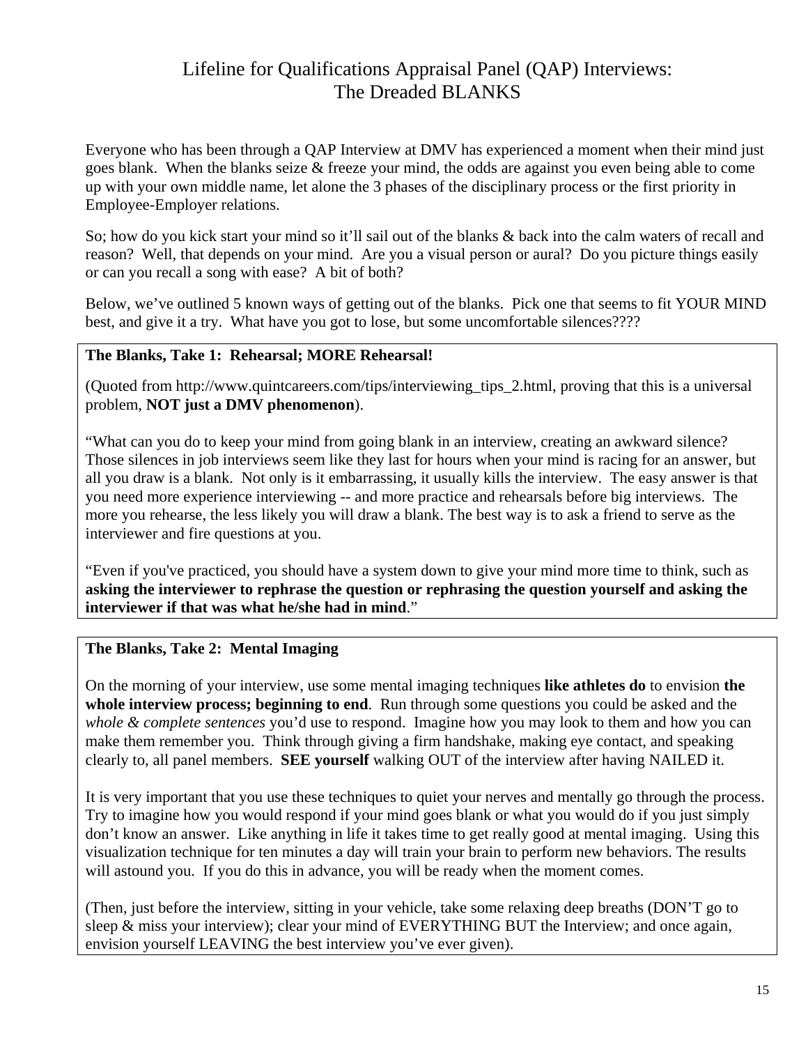# Lifeline for Qualifications Appraisal Panel (QAP) Interviews: The Dreaded BLANKS

Everyone who has been through a QAP Interview at DMV has experienced a moment when their mind just goes blank. When the blanks seize & freeze your mind, the odds are against you even being able to come up with your own middle name, let alone the 3 phases of the disciplinary process or the first priority in Employee-Employer relations.

So; how do you kick start your mind so it'll sail out of the blanks & back into the calm waters of recall and reason? Well, that depends on your mind. Are you a visual person or aural? Do you picture things easily or can you recall a song with ease? A bit of both?

Below, we've outlined 5 known ways of getting out of the blanks. Pick one that seems to fit YOUR MIND best, and give it a try. What have you got to lose, but some uncomfortable silences????

### The Blanks, Take 1: Rehearsal; MORE Rehearsal!

(Quoted from http://www.quintcareers.com/tips/interviewing_tips_2.html, proving that this is a universal problem, **NOT just a DMV phenomenon**).

"What can you do to keep your mind from going blank in an interview, creating an awkward silence? Those silences in job interviews seem like they last for hours when your mind is racing for an answer, but all you draw is a blank. Not only is it embarrassing, it usually kills the interview. The easy answer is that you need more experience interviewing -- and more practice and rehearsals before big interviews. The more you rehearse, the less likely you will draw a blank. The best way is to ask a friend to serve as the interviewer and fire questions at you.

"Even if you've practiced, you should have a system down to give your mind more time to think, such as **asking the interviewer to rephrase the question or rephrasing the question yourself and asking the interviewer if that was what he/she had in mind**."

### The Blanks, Take 2: Mental Imaging

On the morning of your interview, use some mental imaging techniques **like athletes do** to envision **the whole interview process; beginning to end**. Run through some questions you could be asked and the *whole & complete sentences* you'd use to respond. Imagine how you may look to them and how you can make them remember you. Think through giving a firm handshake, making eye contact, and speaking clearly to, all panel members. **SEE yourself** walking OUT of the interview after having NAILED it.

It is very important that you use these techniques to quiet your nerves and mentally go through the process. Try to imagine how you would respond if your mind goes blank or what you would do if you just simply don't know an answer. Like anything in life it takes time to get really good at mental imaging. Using this visualization technique for ten minutes a day will train your brain to perform new behaviors. The results will astound you. If you do this in advance, you will be ready when the moment comes.

(Then, just before the interview, sitting in your vehicle, take some relaxing deep breaths (DON'T go to sleep & miss your interview); clear your mind of EVERYTHING BUT the Interview; and once again, envision yourself LEAVING the best interview you've ever given).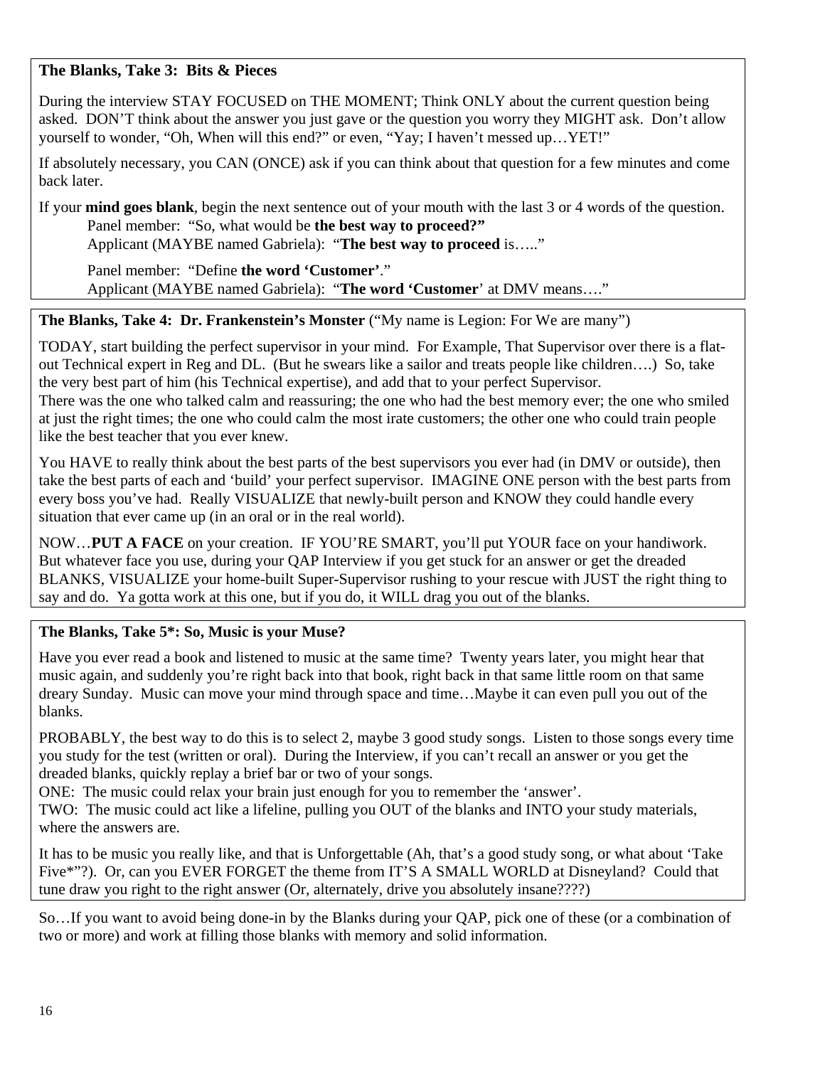**The Blanks, Take 3: Bits & Pieces**

During the interview STAY FOCUSED on THE MOMENT; Think ONLY about the current question being asked. DON'T think about the answer you just gave or the question you worry they MIGHT ask. Don't allow yourself to wonder, "Oh, When will this end?" or even, "Yay; I haven't messed up…YET!"

If absolutely necessary, you CAN (ONCE) ask if you can think about that question for a few minutes and come back later.

If your **mind goes blank**, begin the next sentence out of your mouth with the last 3 or 4 words of the question.

> Panel member: "So, what would be **the best way to proceed?"**
> Applicant (MAYBE named Gabriela): "**The best way to proceed** is….."
>
> Panel member: "Define **the word 'Customer'**."
> Applicant (MAYBE named Gabriela): "**The word 'Customer**' at DMV means…."

**The Blanks, Take 4: Dr. Frankenstein's Monster** ("My name is Legion: For We are many")

TODAY, start building the perfect supervisor in your mind. For Example, That Supervisor over there is a flat-out Technical expert in Reg and DL. (But he swears like a sailor and treats people like children….) So, take the very best part of him (his Technical expertise), and add that to your perfect Supervisor.
There was the one who talked calm and reassuring; the one who had the best memory ever; the one who smiled at just the right times; the one who could calm the most irate customers; the other one who could train people like the best teacher that you ever knew.

You HAVE to really think about the best parts of the best supervisors you ever had (in DMV or outside), then take the best parts of each and 'build' your perfect supervisor. IMAGINE ONE person with the best parts from every boss you've had. Really VISUALIZE that newly-built person and KNOW they could handle every situation that ever came up (in an oral or in the real world).

NOW…**PUT A FACE** on your creation. IF YOU'RE SMART, you'll put YOUR face on your handiwork. But whatever face you use, during your QAP Interview if you get stuck for an answer or get the dreaded BLANKS, VISUALIZE your home-built Super-Supervisor rushing to your rescue with JUST the right thing to say and do. Ya gotta work at this one, but if you do, it WILL drag you out of the blanks.

**The Blanks, Take 5*: So, Music is your Muse?**

Have you ever read a book and listened to music at the same time? Twenty years later, you might hear that music again, and suddenly you're right back into that book, right back in that same little room on that same dreary Sunday. Music can move your mind through space and time…Maybe it can even pull you out of the blanks.

PROBABLY, the best way to do this is to select 2, maybe 3 good study songs. Listen to those songs every time you study for the test (written or oral). During the Interview, if you can't recall an answer or you get the dreaded blanks, quickly replay a brief bar or two of your songs.
ONE: The music could relax your brain just enough for you to remember the 'answer'.
TWO: The music could act like a lifeline, pulling you OUT of the blanks and INTO your study materials, where the answers are.

It has to be music you really like, and that is Unforgettable (Ah, that's a good study song, or what about 'Take Five*"?). Or, can you EVER FORGET the theme from IT'S A SMALL WORLD at Disneyland? Could that tune draw you right to the right answer (Or, alternately, drive you absolutely insane????)

So…If you want to avoid being done-in by the Blanks during your QAP, pick one of these (or a combination of two or more) and work at filling those blanks with memory and solid information.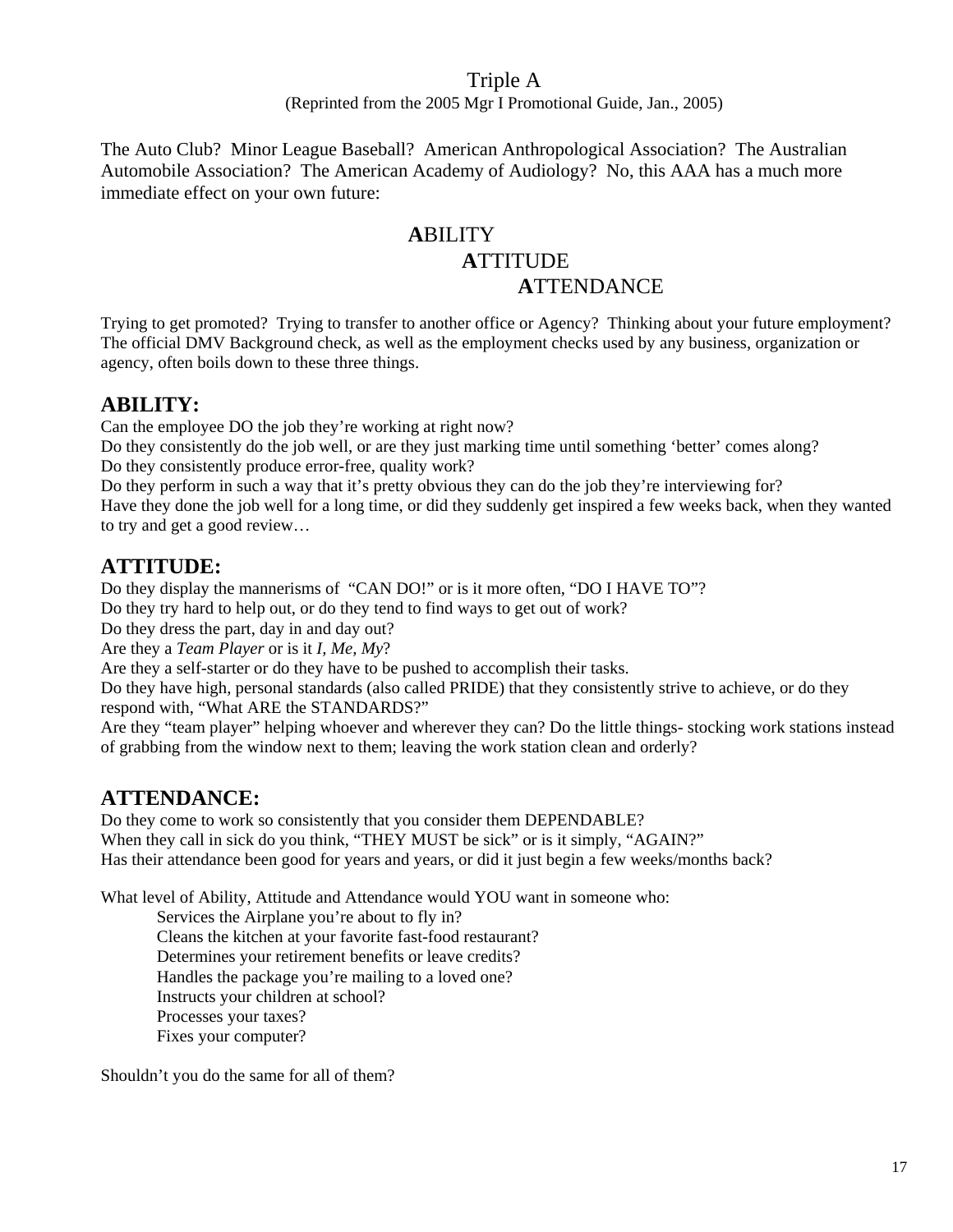# Triple A

(Reprinted from the 2005 Mgr I Promotional Guide, Jan., 2005)

The Auto Club? Minor League Baseball? American Anthropological Association? The Australian Automobile Association? The American Academy of Audiology? No, this AAA has a much more immediate effect on your own future:

**A**BILITY
**A**TTITUDE
**A**TTENDANCE

Trying to get promoted? Trying to transfer to another office or Agency? Thinking about your future employment? The official DMV Background check, as well as the employment checks used by any business, organization or agency, often boils down to these three things.

## ABILITY:

Can the employee DO the job they're working at right now?
Do they consistently do the job well, or are they just marking time until something 'better' comes along?
Do they consistently produce error-free, quality work?
Do they perform in such a way that it's pretty obvious they can do the job they're interviewing for?
Have they done the job well for a long time, or did they suddenly get inspired a few weeks back, when they wanted to try and get a good review…

## ATTITUDE:

Do they display the mannerisms of "CAN DO!" or is it more often, "DO I HAVE TO"?
Do they try hard to help out, or do they tend to find ways to get out of work?
Do they dress the part, day in and day out?
Are they a *Team Player* or is it *I, Me, My*?
Are they a self-starter or do they have to be pushed to accomplish their tasks.
Do they have high, personal standards (also called PRIDE) that they consistently strive to achieve, or do they respond with, "What ARE the STANDARDS?"
Are they "team player" helping whoever and wherever they can? Do the little things- stocking work stations instead of grabbing from the window next to them; leaving the work station clean and orderly?

## ATTENDANCE:

Do they come to work so consistently that you consider them DEPENDABLE?
When they call in sick do you think, "THEY MUST be sick" or is it simply, "AGAIN?"
Has their attendance been good for years and years, or did it just begin a few weeks/months back?

What level of Ability, Attitude and Attendance would YOU want in someone who:

- Services the Airplane you're about to fly in?
- Cleans the kitchen at your favorite fast-food restaurant?
- Determines your retirement benefits or leave credits?
- Handles the package you're mailing to a loved one?
- Instructs your children at school?
- Processes your taxes?
- Fixes your computer?

Shouldn't you do the same for all of them?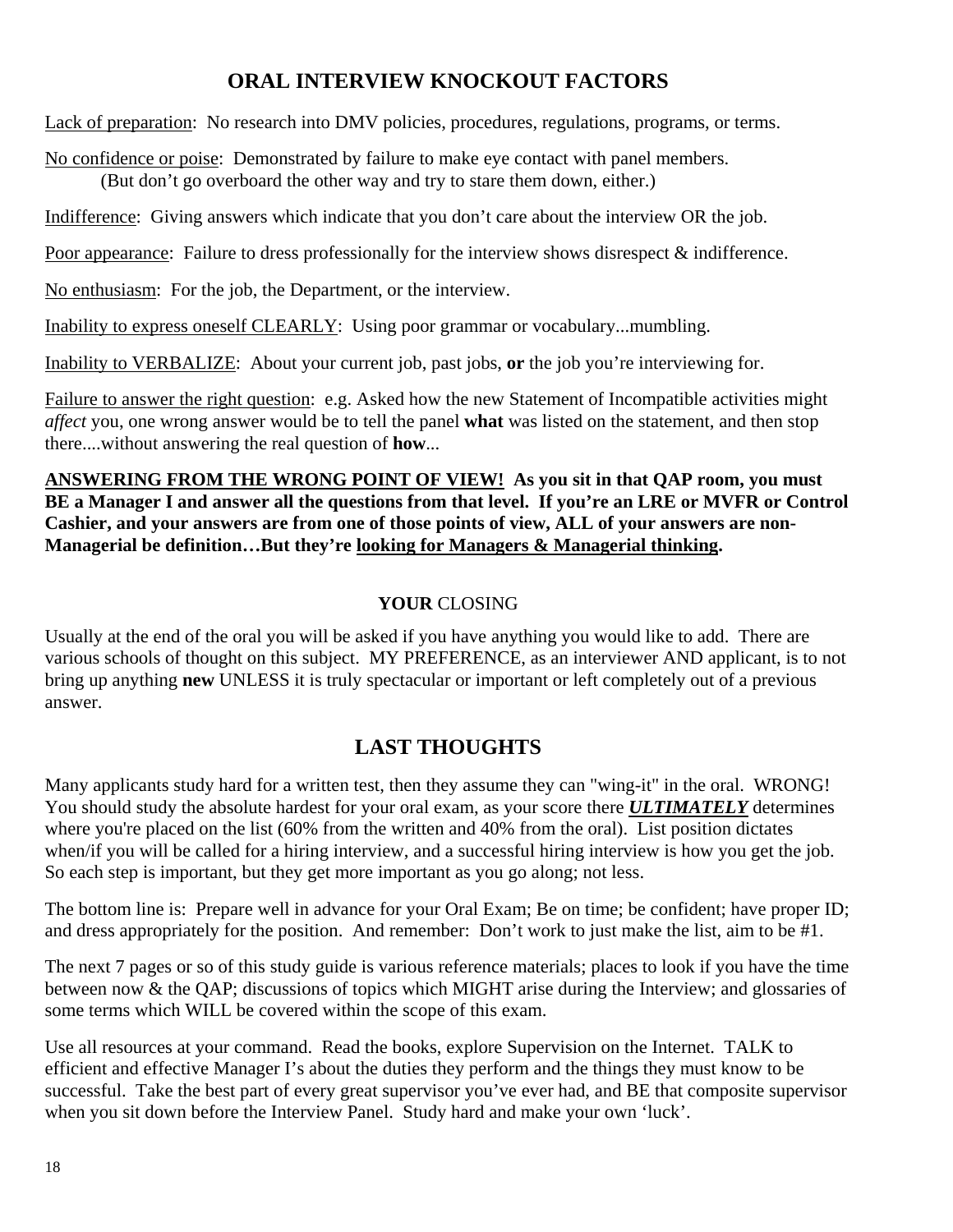## ORAL INTERVIEW KNOCKOUT FACTORS

<u>Lack of preparation</u>: No research into DMV policies, procedures, regulations, programs, or terms.

<u>No confidence or poise</u>: Demonstrated by failure to make eye contact with panel members.
(But don't go overboard the other way and try to stare them down, either.)

<u>Indifference</u>: Giving answers which indicate that you don't care about the interview OR the job.

<u>Poor appearance</u>: Failure to dress professionally for the interview shows disrespect & indifference.

<u>No enthusiasm</u>: For the job, the Department, or the interview.

<u>Inability to express oneself CLEARLY</u>: Using poor grammar or vocabulary...mumbling.

<u>Inability to VERBALIZE</u>: About your current job, past jobs, **or** the job you're interviewing for.

<u>Failure to answer the right question</u>: e.g. Asked how the new Statement of Incompatible activities might *affect* you, one wrong answer would be to tell the panel **what** was listed on the statement, and then stop there....without answering the real question of **how**...

**<u>ANSWERING FROM THE WRONG POINT OF VIEW!</u> As you sit in that QAP room, you must BE a Manager I and answer all the questions from that level. If you're an LRE or MVFR or Control Cashier, and your answers are from one of those points of view, ALL of your answers are non-Managerial be definition…But they're <u>looking for Managers & Managerial thinking</u>.**

### **YOUR** CLOSING

Usually at the end of the oral you will be asked if you have anything you would like to add. There are various schools of thought on this subject. MY PREFERENCE, as an interviewer AND applicant, is to not bring up anything **new** UNLESS it is truly spectacular or important or left completely out of a previous answer.

## LAST THOUGHTS

Many applicants study hard for a written test, then they assume they can "wing-it" in the oral. WRONG! You should study the absolute hardest for your oral exam, as your score there ***<u>ULTIMATELY</u>*** determines where you're placed on the list (60% from the written and 40% from the oral). List position dictates when/if you will be called for a hiring interview, and a successful hiring interview is how you get the job. So each step is important, but they get more important as you go along; not less.

The bottom line is: Prepare well in advance for your Oral Exam; Be on time; be confident; have proper ID; and dress appropriately for the position. And remember: Don't work to just make the list, aim to be #1.

The next 7 pages or so of this study guide is various reference materials; places to look if you have the time between now & the QAP; discussions of topics which MIGHT arise during the Interview; and glossaries of some terms which WILL be covered within the scope of this exam.

Use all resources at your command. Read the books, explore Supervision on the Internet. TALK to efficient and effective Manager I's about the duties they perform and the things they must know to be successful. Take the best part of every great supervisor you've ever had, and BE that composite supervisor when you sit down before the Interview Panel. Study hard and make your own 'luck'.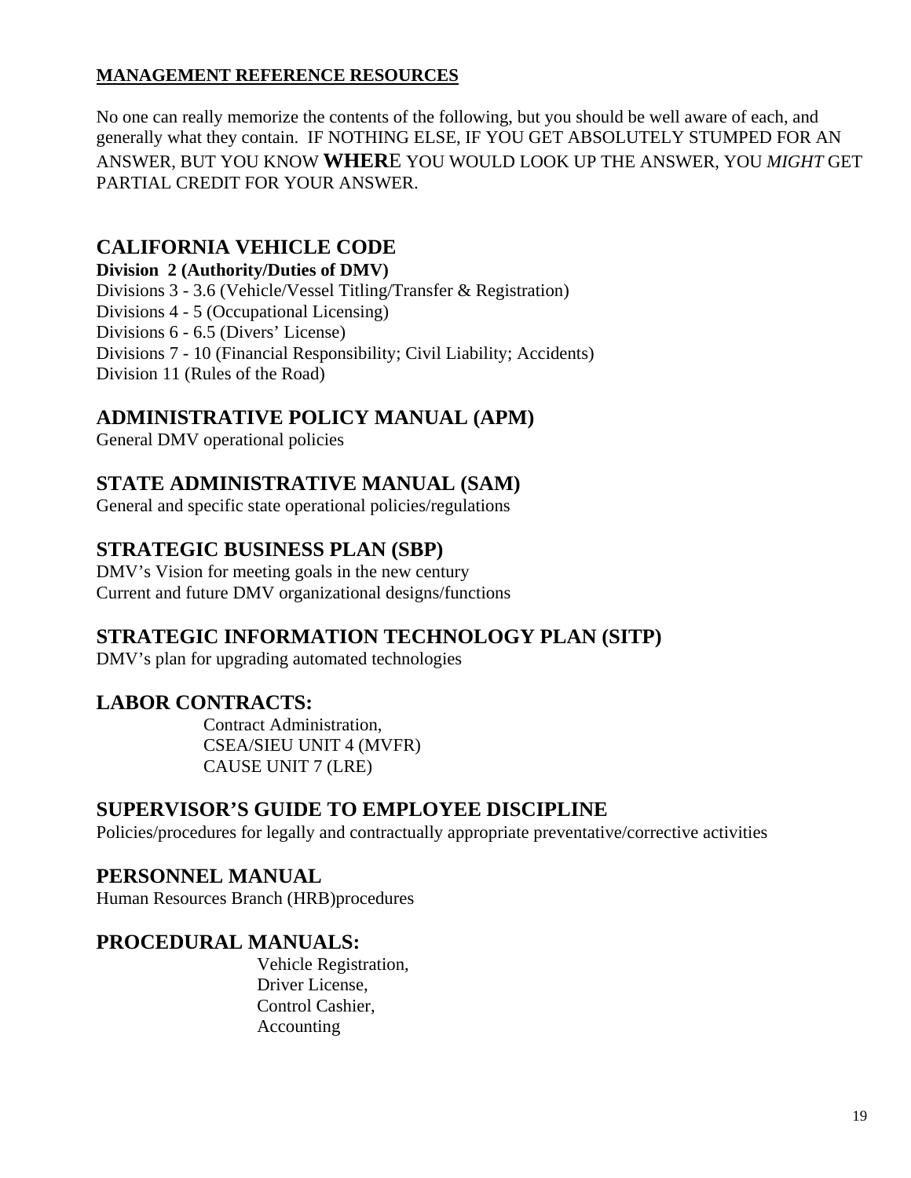**MANAGEMENT REFERENCE RESOURCES**

No one can really memorize the contents of the following, but you should be well aware of each, and generally what they contain. IF NOTHING ELSE, IF YOU GET ABSOLUTELY STUMPED FOR AN ANSWER, BUT YOU KNOW **WHER**E YOU WOULD LOOK UP THE ANSWER, YOU *MIGHT* GET PARTIAL CREDIT FOR YOUR ANSWER.

## CALIFORNIA VEHICLE CODE

**Division 2 (Authority/Duties of DMV)**
Divisions 3 - 3.6 (Vehicle/Vessel Titling/Transfer & Registration)
Divisions 4 - 5 (Occupational Licensing)
Divisions 6 - 6.5 (Divers' License)
Divisions 7 - 10 (Financial Responsibility; Civil Liability; Accidents)
Division 11 (Rules of the Road)

## ADMINISTRATIVE POLICY MANUAL (APM)

General DMV operational policies

## STATE ADMINISTRATIVE MANUAL (SAM)

General and specific state operational policies/regulations

## STRATEGIC BUSINESS PLAN (SBP)

DMV's Vision for meeting goals in the new century
Current and future DMV organizational designs/functions

## STRATEGIC INFORMATION TECHNOLOGY PLAN (SITP)

DMV's plan for upgrading automated technologies

## LABOR CONTRACTS:

Contract Administration,
CSEA/SIEU UNIT 4 (MVFR)
CAUSE UNIT 7 (LRE)

## SUPERVISOR'S GUIDE TO EMPLOYEE DISCIPLINE

Policies/procedures for legally and contractually appropriate preventative/corrective activities

## PERSONNEL MANUAL

Human Resources Branch (HRB)procedures

## PROCEDURAL MANUALS:

Vehicle Registration,
Driver License,
Control Cashier,
Accounting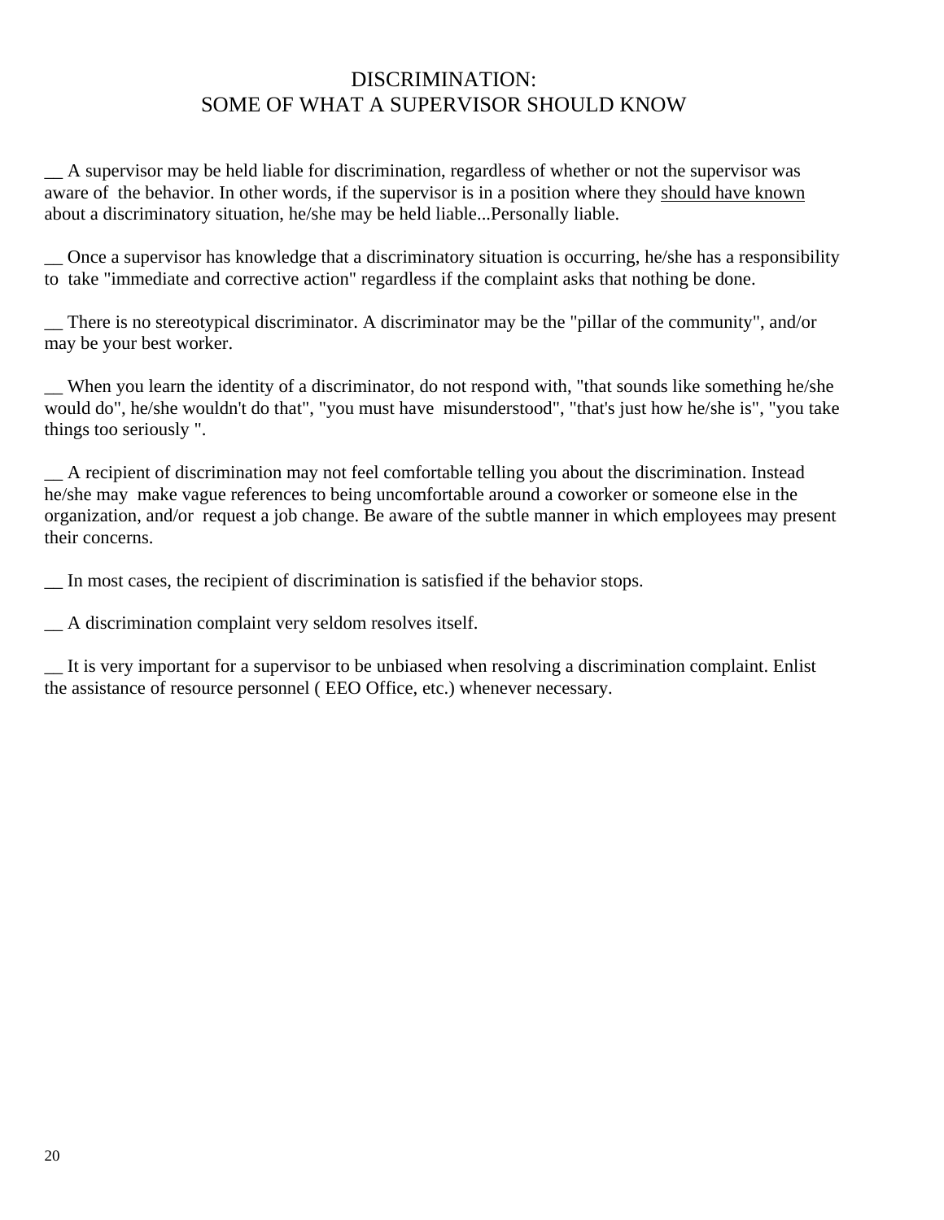# DISCRIMINATION:
# SOME OF WHAT A SUPERVISOR SHOULD KNOW

__ A supervisor may be held liable for discrimination, regardless of whether or not the supervisor was aware of the behavior. In other words, if the supervisor is in a position where they <u>should have known</u> about a discriminatory situation, he/she may be held liable...Personally liable.

__ Once a supervisor has knowledge that a discriminatory situation is occurring, he/she has a responsibility to take "immediate and corrective action" regardless if the complaint asks that nothing be done.

__ There is no stereotypical discriminator. A discriminator may be the "pillar of the community", and/or may be your best worker.

__ When you learn the identity of a discriminator, do not respond with, "that sounds like something he/she would do", he/she wouldn't do that", "you must have misunderstood", "that's just how he/she is", "you take things too seriously ".

__ A recipient of discrimination may not feel comfortable telling you about the discrimination. Instead he/she may make vague references to being uncomfortable around a coworker or someone else in the organization, and/or request a job change. Be aware of the subtle manner in which employees may present their concerns.

__ In most cases, the recipient of discrimination is satisfied if the behavior stops.

__ A discrimination complaint very seldom resolves itself.

__ It is very important for a supervisor to be unbiased when resolving a discrimination complaint. Enlist the assistance of resource personnel ( EEO Office, etc.) whenever necessary.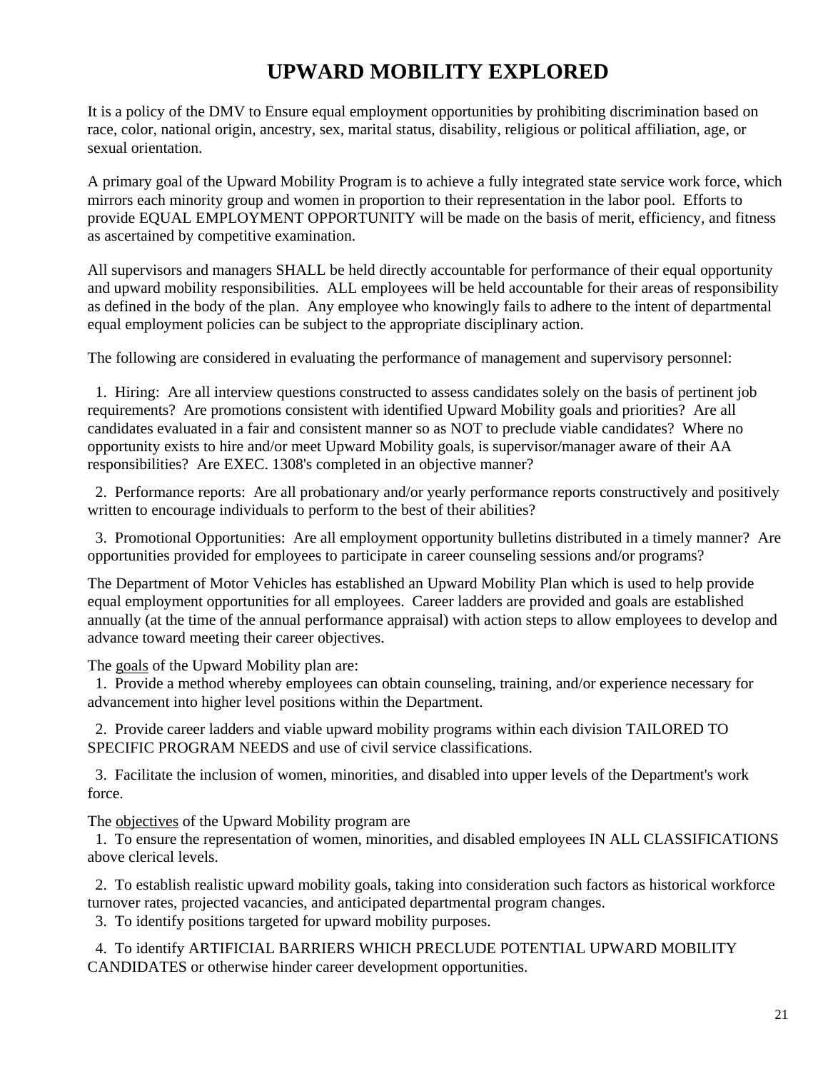# UPWARD MOBILITY EXPLORED

It is a policy of the DMV to Ensure equal employment opportunities by prohibiting discrimination based on race, color, national origin, ancestry, sex, marital status, disability, religious or political affiliation, age, or sexual orientation.

A primary goal of the Upward Mobility Program is to achieve a fully integrated state service work force, which mirrors each minority group and women in proportion to their representation in the labor pool. Efforts to provide EQUAL EMPLOYMENT OPPORTUNITY will be made on the basis of merit, efficiency, and fitness as ascertained by competitive examination.

All supervisors and managers SHALL be held directly accountable for performance of their equal opportunity and upward mobility responsibilities. ALL employees will be held accountable for their areas of responsibility as defined in the body of the plan. Any employee who knowingly fails to adhere to the intent of departmental equal employment policies can be subject to the appropriate disciplinary action.

The following are considered in evaluating the performance of management and supervisory personnel:

1. Hiring: Are all interview questions constructed to assess candidates solely on the basis of pertinent job requirements? Are promotions consistent with identified Upward Mobility goals and priorities? Are all candidates evaluated in a fair and consistent manner so as NOT to preclude viable candidates? Where no opportunity exists to hire and/or meet Upward Mobility goals, is supervisor/manager aware of their AA responsibilities? Are EXEC. 1308's completed in an objective manner?

2. Performance reports: Are all probationary and/or yearly performance reports constructively and positively written to encourage individuals to perform to the best of their abilities?

3. Promotional Opportunities: Are all employment opportunity bulletins distributed in a timely manner? Are opportunities provided for employees to participate in career counseling sessions and/or programs?

The Department of Motor Vehicles has established an Upward Mobility Plan which is used to help provide equal employment opportunities for all employees. Career ladders are provided and goals are established annually (at the time of the annual performance appraisal) with action steps to allow employees to develop and advance toward meeting their career objectives.

The goals of the Upward Mobility plan are:

1. Provide a method whereby employees can obtain counseling, training, and/or experience necessary for advancement into higher level positions within the Department.

2. Provide career ladders and viable upward mobility programs within each division TAILORED TO SPECIFIC PROGRAM NEEDS and use of civil service classifications.

3. Facilitate the inclusion of women, minorities, and disabled into upper levels of the Department's work force.

The objectives of the Upward Mobility program are

1. To ensure the representation of women, minorities, and disabled employees IN ALL CLASSIFICATIONS above clerical levels.

2. To establish realistic upward mobility goals, taking into consideration such factors as historical workforce turnover rates, projected vacancies, and anticipated departmental program changes.

3. To identify positions targeted for upward mobility purposes.

4. To identify ARTIFICIAL BARRIERS WHICH PRECLUDE POTENTIAL UPWARD MOBILITY CANDIDATES or otherwise hinder career development opportunities.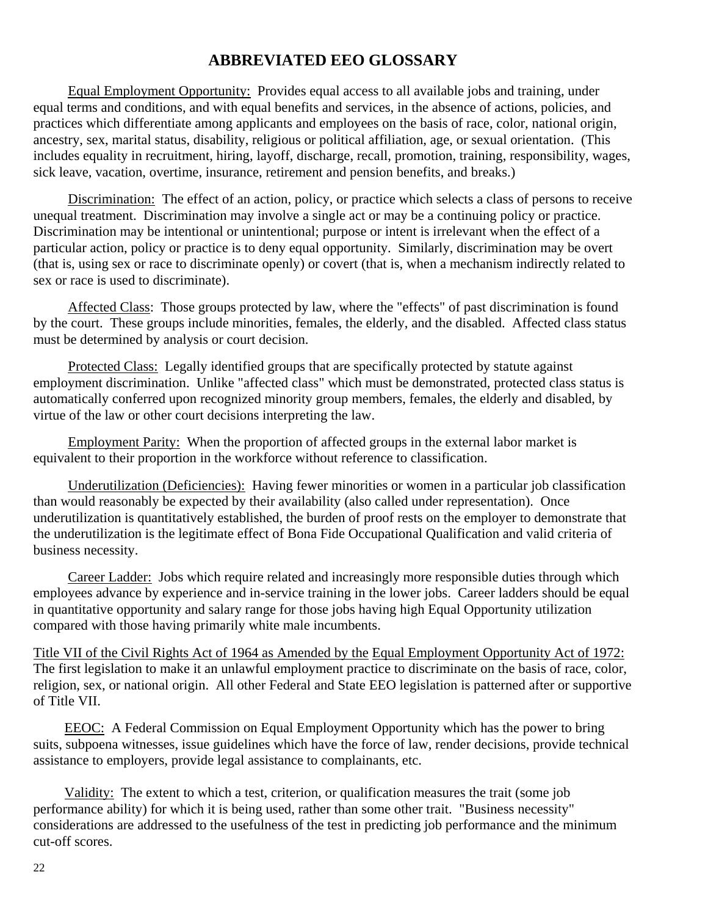## ABBREVIATED EEO GLOSSARY

Equal Employment Opportunity: Provides equal access to all available jobs and training, under equal terms and conditions, and with equal benefits and services, in the absence of actions, policies, and practices which differentiate among applicants and employees on the basis of race, color, national origin, ancestry, sex, marital status, disability, religious or political affiliation, age, or sexual orientation. (This includes equality in recruitment, hiring, layoff, discharge, recall, promotion, training, responsibility, wages, sick leave, vacation, overtime, insurance, retirement and pension benefits, and breaks.)

Discrimination: The effect of an action, policy, or practice which selects a class of persons to receive unequal treatment. Discrimination may involve a single act or may be a continuing policy or practice. Discrimination may be intentional or unintentional; purpose or intent is irrelevant when the effect of a particular action, policy or practice is to deny equal opportunity. Similarly, discrimination may be overt (that is, using sex or race to discriminate openly) or covert (that is, when a mechanism indirectly related to sex or race is used to discriminate).

Affected Class: Those groups protected by law, where the "effects" of past discrimination is found by the court. These groups include minorities, females, the elderly, and the disabled. Affected class status must be determined by analysis or court decision.

Protected Class: Legally identified groups that are specifically protected by statute against employment discrimination. Unlike "affected class" which must be demonstrated, protected class status is automatically conferred upon recognized minority group members, females, the elderly and disabled, by virtue of the law or other court decisions interpreting the law.

Employment Parity: When the proportion of affected groups in the external labor market is equivalent to their proportion in the workforce without reference to classification.

Underutilization (Deficiencies): Having fewer minorities or women in a particular job classification than would reasonably be expected by their availability (also called under representation). Once underutilization is quantitatively established, the burden of proof rests on the employer to demonstrate that the underutilization is the legitimate effect of Bona Fide Occupational Qualification and valid criteria of business necessity.

Career Ladder: Jobs which require related and increasingly more responsible duties through which employees advance by experience and in-service training in the lower jobs. Career ladders should be equal in quantitative opportunity and salary range for those jobs having high Equal Opportunity utilization compared with those having primarily white male incumbents.

Title VII of the Civil Rights Act of 1964 as Amended by the Equal Employment Opportunity Act of 1972: The first legislation to make it an unlawful employment practice to discriminate on the basis of race, color, religion, sex, or national origin. All other Federal and State EEO legislation is patterned after or supportive of Title VII.

EEOC: A Federal Commission on Equal Employment Opportunity which has the power to bring suits, subpoena witnesses, issue guidelines which have the force of law, render decisions, provide technical assistance to employers, provide legal assistance to complainants, etc.

Validity: The extent to which a test, criterion, or qualification measures the trait (some job performance ability) for which it is being used, rather than some other trait. "Business necessity" considerations are addressed to the usefulness of the test in predicting job performance and the minimum cut-off scores.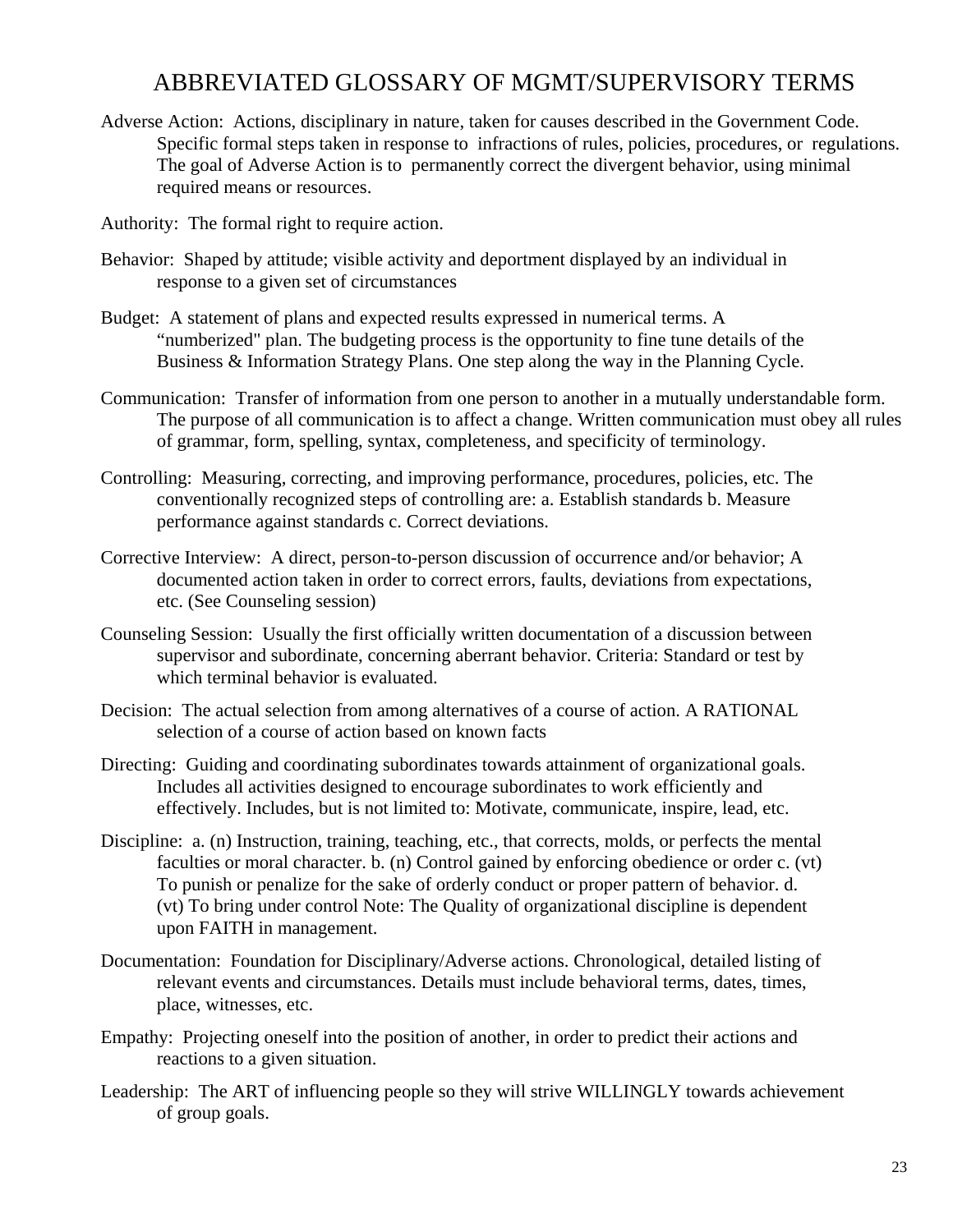# ABBREVIATED GLOSSARY OF MGMT/SUPERVISORY TERMS

Adverse Action: Actions, disciplinary in nature, taken for causes described in the Government Code. Specific formal steps taken in response to infractions of rules, policies, procedures, or regulations. The goal of Adverse Action is to permanently correct the divergent behavior, using minimal required means or resources.

Authority: The formal right to require action.

Behavior: Shaped by attitude; visible activity and deportment displayed by an individual in response to a given set of circumstances

Budget: A statement of plans and expected results expressed in numerical terms. A “numberized" plan. The budgeting process is the opportunity to fine tune details of the Business & Information Strategy Plans. One step along the way in the Planning Cycle.

Communication: Transfer of information from one person to another in a mutually understandable form. The purpose of all communication is to affect a change. Written communication must obey all rules of grammar, form, spelling, syntax, completeness, and specificity of terminology.

Controlling: Measuring, correcting, and improving performance, procedures, policies, etc. The conventionally recognized steps of controlling are: a. Establish standards b. Measure performance against standards c. Correct deviations.

Corrective Interview: A direct, person-to-person discussion of occurrence and/or behavior; A documented action taken in order to correct errors, faults, deviations from expectations, etc. (See Counseling session)

Counseling Session: Usually the first officially written documentation of a discussion between supervisor and subordinate, concerning aberrant behavior. Criteria: Standard or test by which terminal behavior is evaluated.

Decision: The actual selection from among alternatives of a course of action. A RATIONAL selection of a course of action based on known facts

Directing: Guiding and coordinating subordinates towards attainment of organizational goals. Includes all activities designed to encourage subordinates to work efficiently and effectively. Includes, but is not limited to: Motivate, communicate, inspire, lead, etc.

Discipline: a. (n) Instruction, training, teaching, etc., that corrects, molds, or perfects the mental faculties or moral character. b. (n) Control gained by enforcing obedience or order c. (vt) To punish or penalize for the sake of orderly conduct or proper pattern of behavior. d. (vt) To bring under control Note: The Quality of organizational discipline is dependent upon FAITH in management.

Documentation: Foundation for Disciplinary/Adverse actions. Chronological, detailed listing of relevant events and circumstances. Details must include behavioral terms, dates, times, place, witnesses, etc.

Empathy: Projecting oneself into the position of another, in order to predict their actions and reactions to a given situation.

Leadership: The ART of influencing people so they will strive WILLINGLY towards achievement of group goals.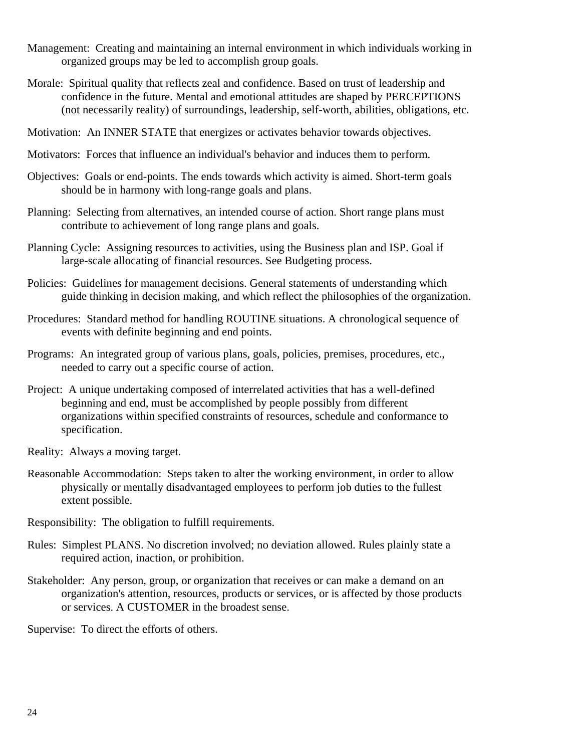Management:  Creating and maintaining an internal environment in which individuals working in organized groups may be led to accomplish group goals.

Morale:  Spiritual quality that reflects zeal and confidence. Based on trust of leadership and confidence in the future. Mental and emotional attitudes are shaped by PERCEPTIONS (not necessarily reality) of surroundings, leadership, self-worth, abilities, obligations, etc.

Motivation:  An INNER STATE that energizes or activates behavior towards objectives.

Motivators:  Forces that influence an individual's behavior and induces them to perform.

Objectives:  Goals or end-points. The ends towards which activity is aimed. Short-term goals should be in harmony with long-range goals and plans.

Planning:  Selecting from alternatives, an intended course of action. Short range plans must contribute to achievement of long range plans and goals.

Planning Cycle:  Assigning resources to activities, using the Business plan and ISP. Goal if large-scale allocating of financial resources. See Budgeting process.

Policies:  Guidelines for management decisions. General statements of understanding which guide thinking in decision making, and which reflect the philosophies of the organization.

Procedures:  Standard method for handling ROUTINE situations. A chronological sequence of events with definite beginning and end points.

Programs:  An integrated group of various plans, goals, policies, premises, procedures, etc., needed to carry out a specific course of action.

Project:  A unique undertaking composed of interrelated activities that has a well-defined beginning and end, must be accomplished by people possibly from different organizations within specified constraints of resources, schedule and conformance to specification.

Reality:  Always a moving target.

Reasonable Accommodation:  Steps taken to alter the working environment, in order to allow physically or mentally disadvantaged employees to perform job duties to the fullest extent possible.

Responsibility:  The obligation to fulfill requirements.

Rules:  Simplest PLANS. No discretion involved; no deviation allowed. Rules plainly state a required action, inaction, or prohibition.

Stakeholder:  Any person, group, or organization that receives or can make a demand on an organization's attention, resources, products or services, or is affected by those products or services. A CUSTOMER in the broadest sense.

Supervise:  To direct the efforts of others.